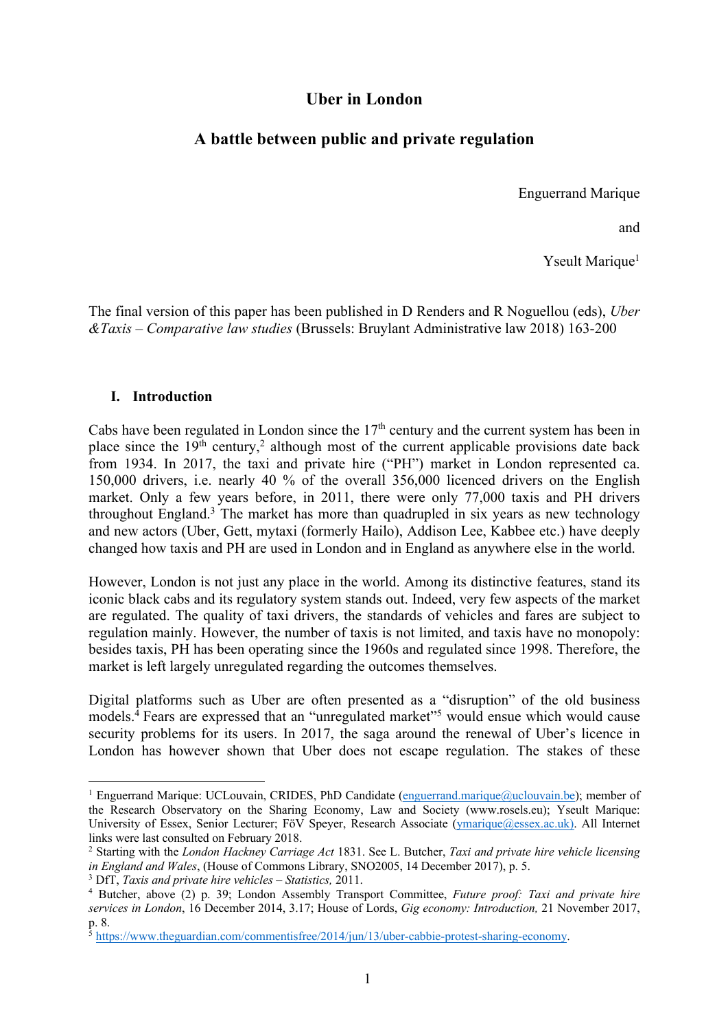# Uber in London

## A battle between public and private regulation

Enguerrand Marique

and

Yseult Marique[1]

The final version of this paper has been published in D Renders and R Noguellou (eds), *Uber &Taxis – Comparative law studies* (Brussels: Bruylant Administrative law 2018) 163-200

## I. Introduction

Cabs have been regulated in London since the 17th century and the current system has been in place since the 19th century,[2] although most of the current applicable provisions date back from 1934. In 2017, the taxi and private hire ("PH") market in London represented ca. 150,000 drivers, i.e. nearly 40 % of the overall 356,000 licenced drivers on the English market. Only a few years before, in 2011, there were only 77,000 taxis and PH drivers throughout England.[3] The market has more than quadrupled in six years as new technology and new actors (Uber, Gett, mytaxi (formerly Hailo), Addison Lee, Kabbee etc.) have deeply changed how taxis and PH are used in London and in England as anywhere else in the world.

However, London is not just any place in the world. Among its distinctive features, stand its iconic black cabs and its regulatory system stands out. Indeed, very few aspects of the market are regulated. The quality of taxi drivers, the standards of vehicles and fares are subject to regulation mainly. However, the number of taxis is not limited, and taxis have no monopoly: besides taxis, PH has been operating since the 1960s and regulated since 1998. Therefore, the market is left largely unregulated regarding the outcomes themselves.

Digital platforms such as Uber are often presented as a "disruption" of the old business models.[4] Fears are expressed that an "unregulated market"[5] would ensue which would cause security problems for its users. In 2017, the saga around the renewal of Uber's licence in London has however shown that Uber does not escape regulation. The stakes of these

---

[1] Enguerrand Marique: UCLouvain, CRIDES, PhD Candidate (enguerrand.marique@uclouvain.be); member of the Research Observatory on the Sharing Economy, Law and Society (www.rosels.eu); Yseult Marique: University of Essex, Senior Lecturer; FöV Speyer, Research Associate (ymarique@essex.ac.uk). All Internet links were last consulted on February 2018.

[2] Starting with the *London Hackney Carriage Act* 1831. See L. Butcher, *Taxi and private hire vehicle licensing in England and Wales*, (House of Commons Library, SNO2005, 14 December 2017), p. 5.

[3] DfT, *Taxis and private hire vehicles – Statistics,* 2011.

[4] Butcher, above (2) p. 39; London Assembly Transport Committee, *Future proof: Taxi and private hire services in London*, 16 December 2014, 3.17; House of Lords, *Gig economy: Introduction,* 21 November 2017, p. 8.

[5] https://www.theguardian.com/commentisfree/2014/jun/13/uber-cabbie-protest-sharing-economy.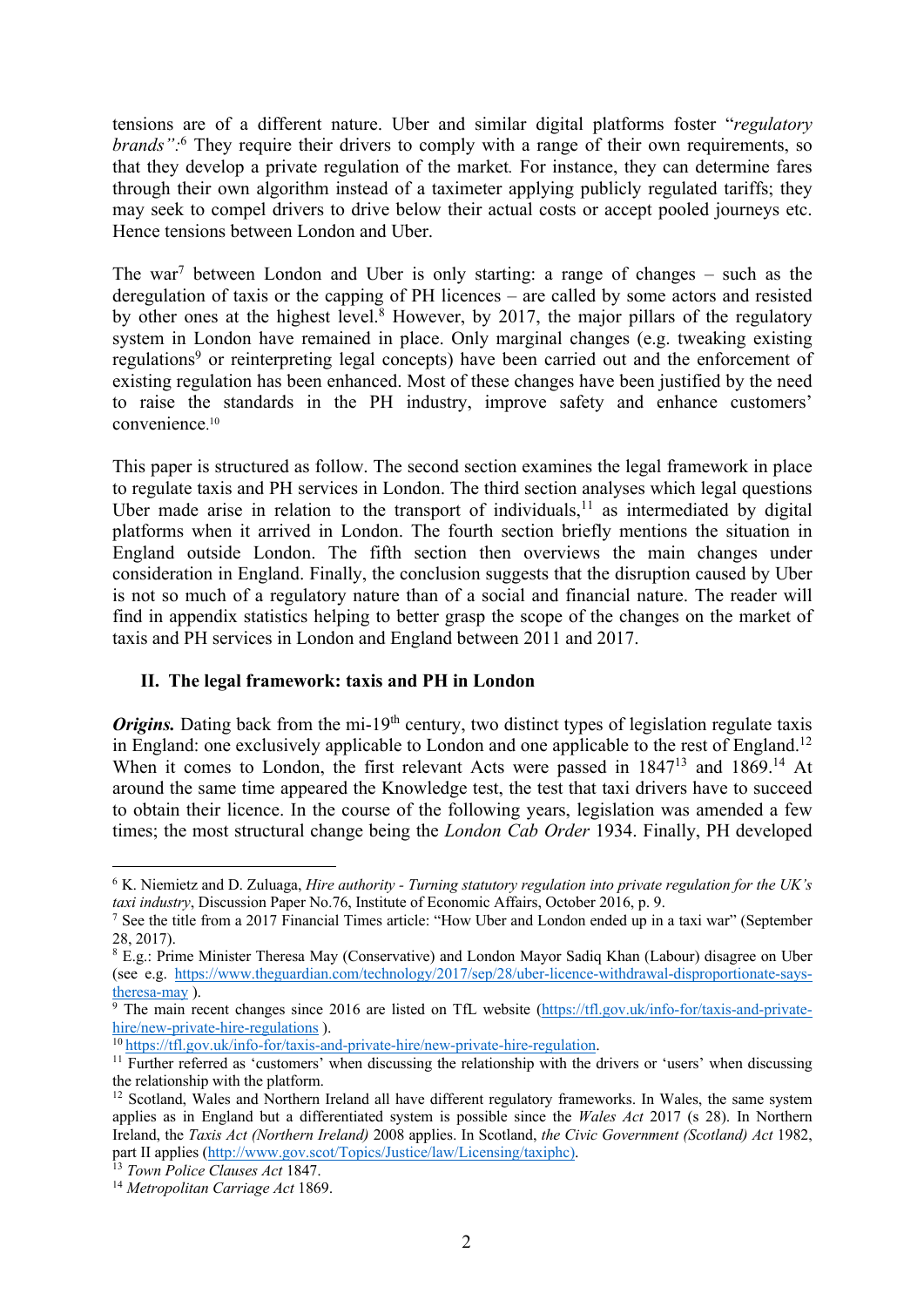tensions are of a different nature. Uber and similar digital platforms foster "*regulatory brands*":[6] They require their drivers to comply with a range of their own requirements, so that they develop a private regulation of the market. For instance, they can determine fares through their own algorithm instead of a taximeter applying publicly regulated tariffs; they may seek to compel drivers to drive below their actual costs or accept pooled journeys etc. Hence tensions between London and Uber.

The war[7] between London and Uber is only starting: a range of changes – such as the deregulation of taxis or the capping of PH licences – are called by some actors and resisted by other ones at the highest level.[8] However, by 2017, the major pillars of the regulatory system in London have remained in place. Only marginal changes (e.g. tweaking existing regulations[9] or reinterpreting legal concepts) have been carried out and the enforcement of existing regulation has been enhanced. Most of these changes have been justified by the need to raise the standards in the PH industry, improve safety and enhance customers' convenience.[10]

This paper is structured as follow. The second section examines the legal framework in place to regulate taxis and PH services in London. The third section analyses which legal questions Uber made arise in relation to the transport of individuals,[11] as intermediated by digital platforms when it arrived in London. The fourth section briefly mentions the situation in England outside London. The fifth section then overviews the main changes under consideration in England. Finally, the conclusion suggests that the disruption caused by Uber is not so much of a regulatory nature than of a social and financial nature. The reader will find in appendix statistics helping to better grasp the scope of the changes on the market of taxis and PH services in London and England between 2011 and 2017.

## II. The legal framework: taxis and PH in London

***Origins.*** Dating back from the mi-19th century, two distinct types of legislation regulate taxis in England: one exclusively applicable to London and one applicable to the rest of England.[12] When it comes to London, the first relevant Acts were passed in 1847[13] and 1869.[14] At around the same time appeared the Knowledge test, the test that taxi drivers have to succeed to obtain their licence. In the course of the following years, legislation was amended a few times; the most structural change being the *London Cab Order* 1934. Finally, PH developed

---

[6] K. Niemietz and D. Zuluaga, *Hire authority - Turning statutory regulation into private regulation for the UK's taxi industry*, Discussion Paper No.76, Institute of Economic Affairs, October 2016, p. 9.

[7] See the title from a 2017 Financial Times article: "How Uber and London ended up in a taxi war" (September 28, 2017).

[8] E.g.: Prime Minister Theresa May (Conservative) and London Mayor Sadiq Khan (Labour) disagree on Uber (see e.g. https://www.theguardian.com/technology/2017/sep/28/uber-licence-withdrawal-disproportionate-says-theresa-may ).

[9] The main recent changes since 2016 are listed on TfL website (https://tfl.gov.uk/info-for/taxis-and-private-hire/new-private-hire-regulations ).

[10] https://tfl.gov.uk/info-for/taxis-and-private-hire/new-private-hire-regulation.

[11] Further referred as 'customers' when discussing the relationship with the drivers or 'users' when discussing the relationship with the platform.

[12] Scotland, Wales and Northern Ireland all have different regulatory frameworks. In Wales, the same system applies as in England but a differentiated system is possible since the *Wales Act* 2017 (s 28). In Northern Ireland, the *Taxis Act (Northern Ireland)* 2008 applies. In Scotland, *the Civic Government (Scotland) Act* 1982, part II applies (http://www.gov.scot/Topics/Justice/law/Licensing/taxiphc).

[13] *Town Police Clauses Act* 1847.

[14] *Metropolitan Carriage Act* 1869.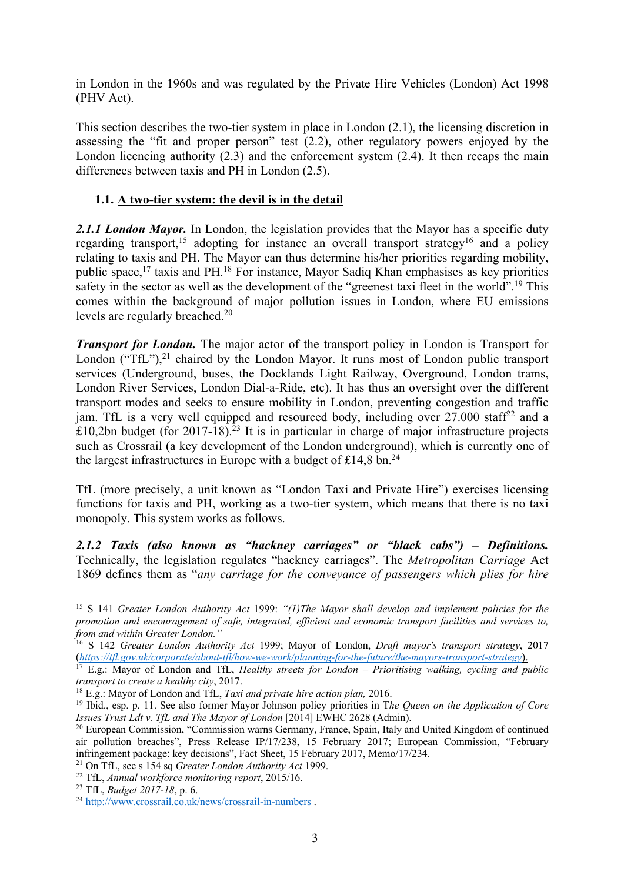in London in the 1960s and was regulated by the Private Hire Vehicles (London) Act 1998 (PHV Act).

This section describes the two-tier system in place in London (2.1), the licensing discretion in assessing the "fit and proper person" test (2.2), other regulatory powers enjoyed by the London licencing authority (2.3) and the enforcement system (2.4). It then recaps the main differences between taxis and PH in London (2.5).

### 1.1. A two-tier system: the devil is in the detail

***2.1.1 London Mayor.*** In London, the legislation provides that the Mayor has a specific duty regarding transport,[15] adopting for instance an overall transport strategy[16] and a policy relating to taxis and PH. The Mayor can thus determine his/her priorities regarding mobility, public space,[17] taxis and PH.[18] For instance, Mayor Sadiq Khan emphasises as key priorities safety in the sector as well as the development of the "greenest taxi fleet in the world".[19] This comes within the background of major pollution issues in London, where EU emissions levels are regularly breached.[20]

***Transport for London.*** The major actor of the transport policy in London is Transport for London ("TfL"),[21] chaired by the London Mayor. It runs most of London public transport services (Underground, buses, the Docklands Light Railway, Overground, London trams, London River Services, London Dial-a-Ride, etc). It has thus an oversight over the different transport modes and seeks to ensure mobility in London, preventing congestion and traffic jam. TfL is a very well equipped and resourced body, including over 27.000 staff[22] and a £10,2bn budget (for 2017-18).[23] It is in particular in charge of major infrastructure projects such as Crossrail (a key development of the London underground), which is currently one of the largest infrastructures in Europe with a budget of £14,8 bn.[24]

TfL (more precisely, a unit known as "London Taxi and Private Hire") exercises licensing functions for taxis and PH, working as a two-tier system, which means that there is no taxi monopoly. This system works as follows.

***2.1.2 Taxis (also known as "hackney carriages" or "black cabs") – Definitions.*** Technically, the legislation regulates "hackney carriages". The *Metropolitan Carriage* Act 1869 defines them as "*any carriage for the conveyance of passengers which plies for hire*

---

[15] S 141 *Greater London Authority Act* 1999: *"(1)The Mayor shall develop and implement policies for the promotion and encouragement of safe, integrated, efficient and economic transport facilities and services to, from and within Greater London."*

[16] S 142 *Greater London Authority Act* 1999; Mayor of London, *Draft mayor's transport strategy*, 2017 (*https://tfl.gov.uk/corporate/about-tfl/how-we-work/planning-for-the-future/the-mayors-transport-strategy*).

[17] E.g.: Mayor of London and TfL, *Healthy streets for London – Prioritising walking, cycling and public transport to create a healthy city*, 2017.

[18] E.g.: Mayor of London and TfL, *Taxi and private hire action plan,* 2016.

[19] Ibid., esp. p. 11. See also former Mayor Johnson policy priorities in T*he Queen on the Application of Core Issues Trust Ldt v. TfL and The Mayor of London* [2014] EWHC 2628 (Admin).

[20] European Commission, "Commission warns Germany, France, Spain, Italy and United Kingdom of continued air pollution breaches", Press Release IP/17/238, 15 February 2017; European Commission, "February infringement package: key decisions", Fact Sheet, 15 February 2017, Memo/17/234.

[21] On TfL, see s 154 sq *Greater London Authority Act* 1999.

[22] TfL, *Annual workforce monitoring report*, 2015/16.

[23] TfL, *Budget 2017-18*, p. 6.

[24] http://www.crossrail.co.uk/news/crossrail-in-numbers .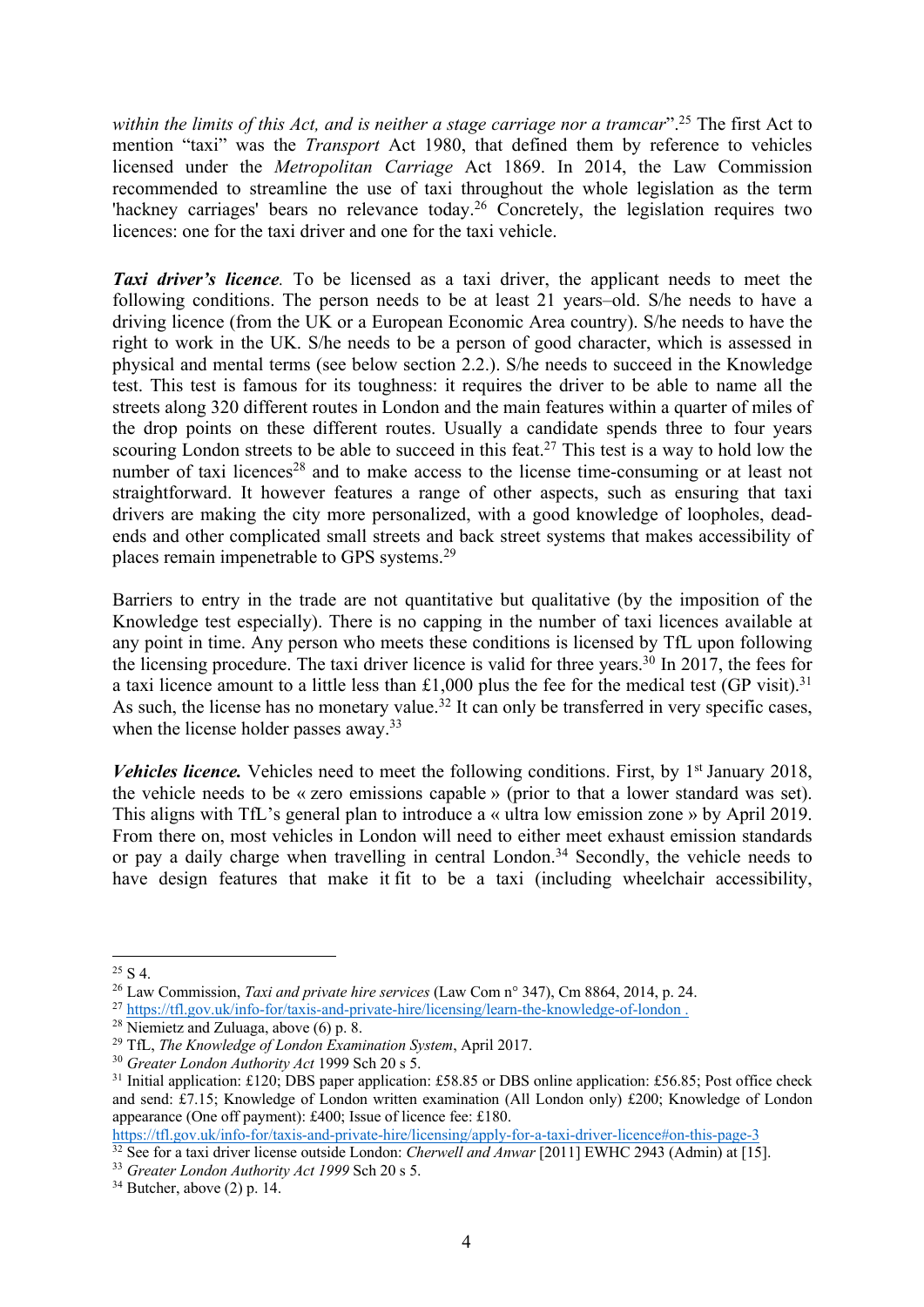*within the limits of this Act, and is neither a stage carriage nor a tramcar*".[25] The first Act to mention "taxi" was the *Transport* Act 1980, that defined them by reference to vehicles licensed under the *Metropolitan Carriage* Act 1869. In 2014, the Law Commission recommended to streamline the use of taxi throughout the whole legislation as the term 'hackney carriages' bears no relevance today.[26] Concretely, the legislation requires two licences: one for the taxi driver and one for the taxi vehicle.

***Taxi driver's licence*.** To be licensed as a taxi driver, the applicant needs to meet the following conditions. The person needs to be at least 21 years–old. S/he needs to have a driving licence (from the UK or a European Economic Area country). S/he needs to have the right to work in the UK. S/he needs to be a person of good character, which is assessed in physical and mental terms (see below section 2.2.). S/he needs to succeed in the Knowledge test. This test is famous for its toughness: it requires the driver to be able to name all the streets along 320 different routes in London and the main features within a quarter of miles of the drop points on these different routes. Usually a candidate spends three to four years scouring London streets to be able to succeed in this feat.[27] This test is a way to hold low the number of taxi licences[28] and to make access to the license time-consuming or at least not straightforward. It however features a range of other aspects, such as ensuring that taxi drivers are making the city more personalized, with a good knowledge of loopholes, dead-ends and other complicated small streets and back street systems that makes accessibility of places remain impenetrable to GPS systems.[29]

Barriers to entry in the trade are not quantitative but qualitative (by the imposition of the Knowledge test especially). There is no capping in the number of taxi licences available at any point in time. Any person who meets these conditions is licensed by TfL upon following the licensing procedure. The taxi driver licence is valid for three years.[30] In 2017, the fees for a taxi licence amount to a little less than £1,000 plus the fee for the medical test (GP visit).[31] As such, the license has no monetary value.[32] It can only be transferred in very specific cases, when the license holder passes away.[33]

***Vehicles licence.*** Vehicles need to meet the following conditions. First, by 1st January 2018, the vehicle needs to be « zero emissions capable » (prior to that a lower standard was set). This aligns with TfL's general plan to introduce a « ultra low emission zone » by April 2019. From there on, most vehicles in London will need to either meet exhaust emission standards or pay a daily charge when travelling in central London.[34] Secondly, the vehicle needs to have design features that make it fit to be a taxi (including wheelchair accessibility,

---

[25] S 4.

[26] Law Commission, *Taxi and private hire services* (Law Com n° 347), Cm 8864, 2014, p. 24.

[27] https://tfl.gov.uk/info-for/taxis-and-private-hire/licensing/learn-the-knowledge-of-london .

[28] Niemietz and Zuluaga, above (6) p. 8.

[29] TfL, *The Knowledge of London Examination System*, April 2017.

[30] *Greater London Authority Act* 1999 Sch 20 s 5.

[31] Initial application: £120; DBS paper application: £58.85 or DBS online application: £56.85; Post office check and send: £7.15; Knowledge of London written examination (All London only) £200; Knowledge of London appearance (One off payment): £400; Issue of licence fee: £180. https://tfl.gov.uk/info-for/taxis-and-private-hire/licensing/apply-for-a-taxi-driver-licence#on-this-page-3

[32] See for a taxi driver license outside London: *Cherwell and Anwar* [2011] EWHC 2943 (Admin) at [15].

[33] *Greater London Authority Act 1999* Sch 20 s 5.

[34] Butcher, above (2) p. 14.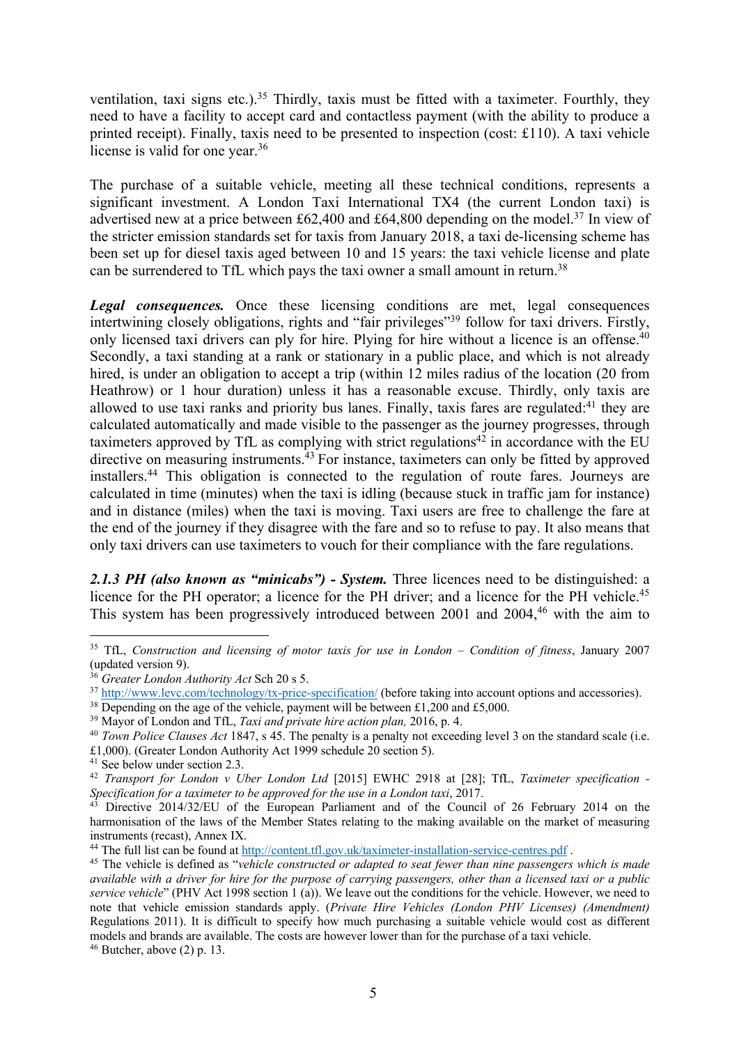ventilation, taxi signs etc.).[35] Thirdly, taxis must be fitted with a taximeter. Fourthly, they need to have a facility to accept card and contactless payment (with the ability to produce a printed receipt). Finally, taxis need to be presented to inspection (cost: £110). A taxi vehicle license is valid for one year.[36]

The purchase of a suitable vehicle, meeting all these technical conditions, represents a significant investment. A London Taxi International TX4 (the current London taxi) is advertised new at a price between £62,400 and £64,800 depending on the model.[37] In view of the stricter emission standards set for taxis from January 2018, a taxi de-licensing scheme has been set up for diesel taxis aged between 10 and 15 years: the taxi vehicle license and plate can be surrendered to TfL which pays the taxi owner a small amount in return.[38]

***Legal consequences.*** Once these licensing conditions are met, legal consequences intertwining closely obligations, rights and "fair privileges"[39] follow for taxi drivers. Firstly, only licensed taxi drivers can ply for hire. Plying for hire without a licence is an offense.[40] Secondly, a taxi standing at a rank or stationary in a public place, and which is not already hired, is under an obligation to accept a trip (within 12 miles radius of the location (20 from Heathrow) or 1 hour duration) unless it has a reasonable excuse. Thirdly, only taxis are allowed to use taxi ranks and priority bus lanes. Finally, taxis fares are regulated:[41] they are calculated automatically and made visible to the passenger as the journey progresses, through taximeters approved by TfL as complying with strict regulations[42] in accordance with the EU directive on measuring instruments.[43] For instance, taximeters can only be fitted by approved installers.[44] This obligation is connected to the regulation of route fares. Journeys are calculated in time (minutes) when the taxi is idling (because stuck in traffic jam for instance) and in distance (miles) when the taxi is moving. Taxi users are free to challenge the fare at the end of the journey if they disagree with the fare and so to refuse to pay. It also means that only taxi drivers can use taximeters to vouch for their compliance with the fare regulations.

***2.1.3 PH (also known as "minicabs") - System.*** Three licences need to be distinguished: a licence for the PH operator; a licence for the PH driver; and a licence for the PH vehicle.[45] This system has been progressively introduced between 2001 and 2004,[46] with the aim to

---

[35] TfL, *Construction and licensing of motor taxis for use in London – Condition of fitness*, January 2007 (updated version 9).

[36] *Greater London Authority Act* Sch 20 s 5.

[37] http://www.levc.com/technology/tx-price-specification/ (before taking into account options and accessories).

[38] Depending on the age of the vehicle, payment will be between £1,200 and £5,000.

[39] Mayor of London and TfL, *Taxi and private hire action plan,* 2016, p. 4.

[40] *Town Police Clauses Act* 1847, s 45. The penalty is a penalty not exceeding level 3 on the standard scale (i.e. £1,000). (Greater London Authority Act 1999 schedule 20 section 5).

[41] See below under section 2.3.

[42] *Transport for London v Uber London Ltd* [2015] EWHC 2918 at [28]; TfL, *Taximeter specification - Specification for a taximeter to be approved for the use in a London taxi*, 2017.

[43] Directive 2014/32/EU of the European Parliament and of the Council of 26 February 2014 on the harmonisation of the laws of the Member States relating to the making available on the market of measuring instruments (recast), Annex IX.

[44] The full list can be found at http://content.tfl.gov.uk/taximeter-installation-service-centres.pdf .

[45] The vehicle is defined as "*vehicle constructed or adapted to seat fewer than nine passengers which is made available with a driver for hire for the purpose of carrying passengers, other than a licensed taxi or a public service vehicle*" (PHV Act 1998 section 1 (a)). We leave out the conditions for the vehicle. However, we need to note that vehicle emission standards apply. (*Private Hire Vehicles (London PHV Licenses) (Amendment)* Regulations 2011). It is difficult to specify how much purchasing a suitable vehicle would cost as different models and brands are available. The costs are however lower than for the purchase of a taxi vehicle.

[46] Butcher, above (2) p. 13.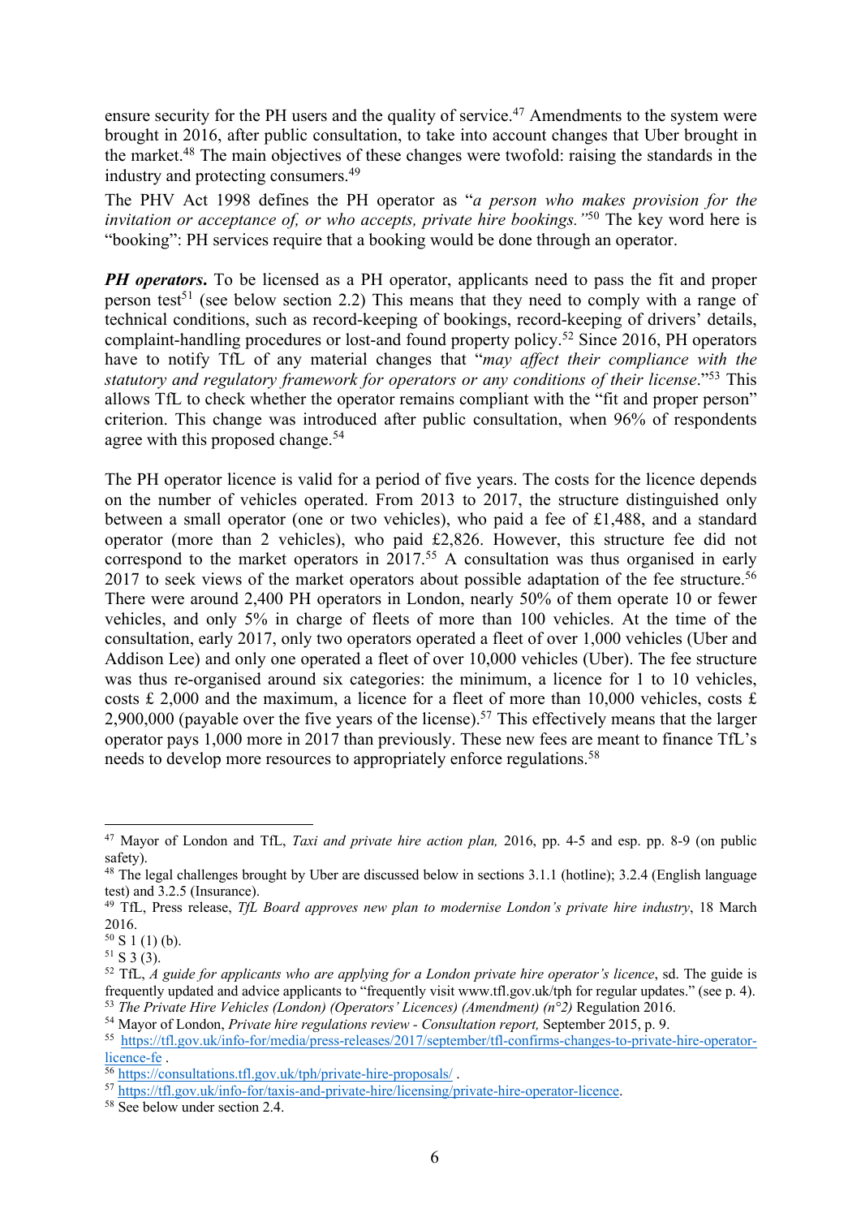ensure security for the PH users and the quality of service.[47] Amendments to the system were brought in 2016, after public consultation, to take into account changes that Uber brought in the market.[48] The main objectives of these changes were twofold: raising the standards in the industry and protecting consumers.[49]

The PHV Act 1998 defines the PH operator as "*a person who makes provision for the invitation or acceptance of, or who accepts, private hire bookings."*[50] The key word here is "booking": PH services require that a booking would be done through an operator.

***PH operators.*** To be licensed as a PH operator, applicants need to pass the fit and proper person test[51] (see below section 2.2) This means that they need to comply with a range of technical conditions, such as record-keeping of bookings, record-keeping of drivers' details, complaint-handling procedures or lost-and found property policy.[52] Since 2016, PH operators have to notify TfL of any material changes that "*may affect their compliance with the statutory and regulatory framework for operators or any conditions of their license*."[53] This allows TfL to check whether the operator remains compliant with the "fit and proper person" criterion. This change was introduced after public consultation, when 96% of respondents agree with this proposed change.[54]

The PH operator licence is valid for a period of five years. The costs for the licence depends on the number of vehicles operated. From 2013 to 2017, the structure distinguished only between a small operator (one or two vehicles), who paid a fee of £1,488, and a standard operator (more than 2 vehicles), who paid £2,826. However, this structure fee did not correspond to the market operators in 2017.[55] A consultation was thus organised in early 2017 to seek views of the market operators about possible adaptation of the fee structure.[56] There were around 2,400 PH operators in London, nearly 50% of them operate 10 or fewer vehicles, and only 5% in charge of fleets of more than 100 vehicles. At the time of the consultation, early 2017, only two operators operated a fleet of over 1,000 vehicles (Uber and Addison Lee) and only one operated a fleet of over 10,000 vehicles (Uber). The fee structure was thus re-organised around six categories: the minimum, a licence for 1 to 10 vehicles, costs £ 2,000 and the maximum, a licence for a fleet of more than 10,000 vehicles, costs £ 2,900,000 (payable over the five years of the license).[57] This effectively means that the larger operator pays 1,000 more in 2017 than previously. These new fees are meant to finance TfL's needs to develop more resources to appropriately enforce regulations.[58]

---

[47] Mayor of London and TfL, *Taxi and private hire action plan,* 2016, pp. 4-5 and esp. pp. 8-9 (on public safety).

[48] The legal challenges brought by Uber are discussed below in sections 3.1.1 (hotline); 3.2.4 (English language test) and 3.2.5 (Insurance).

[49] TfL, Press release, *TfL Board approves new plan to modernise London's private hire industry*, 18 March 2016.

[50] S 1 (1) (b).

[51] S 3 (3).

[52] TfL, *A guide for applicants who are applying for a London private hire operator's licence*, sd. The guide is frequently updated and advice applicants to "frequently visit www.tfl.gov.uk/tph for regular updates." (see p. 4).

[53] *The Private Hire Vehicles (London) (Operators' Licences) (Amendment) (n°2)* Regulation 2016.

[54] Mayor of London, *Private hire regulations review - Consultation report,* September 2015, p. 9.

[55] https://tfl.gov.uk/info-for/media/press-releases/2017/september/tfl-confirms-changes-to-private-hire-operator-licence-fe .

[56] https://consultations.tfl.gov.uk/tph/private-hire-proposals/ .

[57] https://tfl.gov.uk/info-for/taxis-and-private-hire/licensing/private-hire-operator-licence.

[58] See below under section 2.4.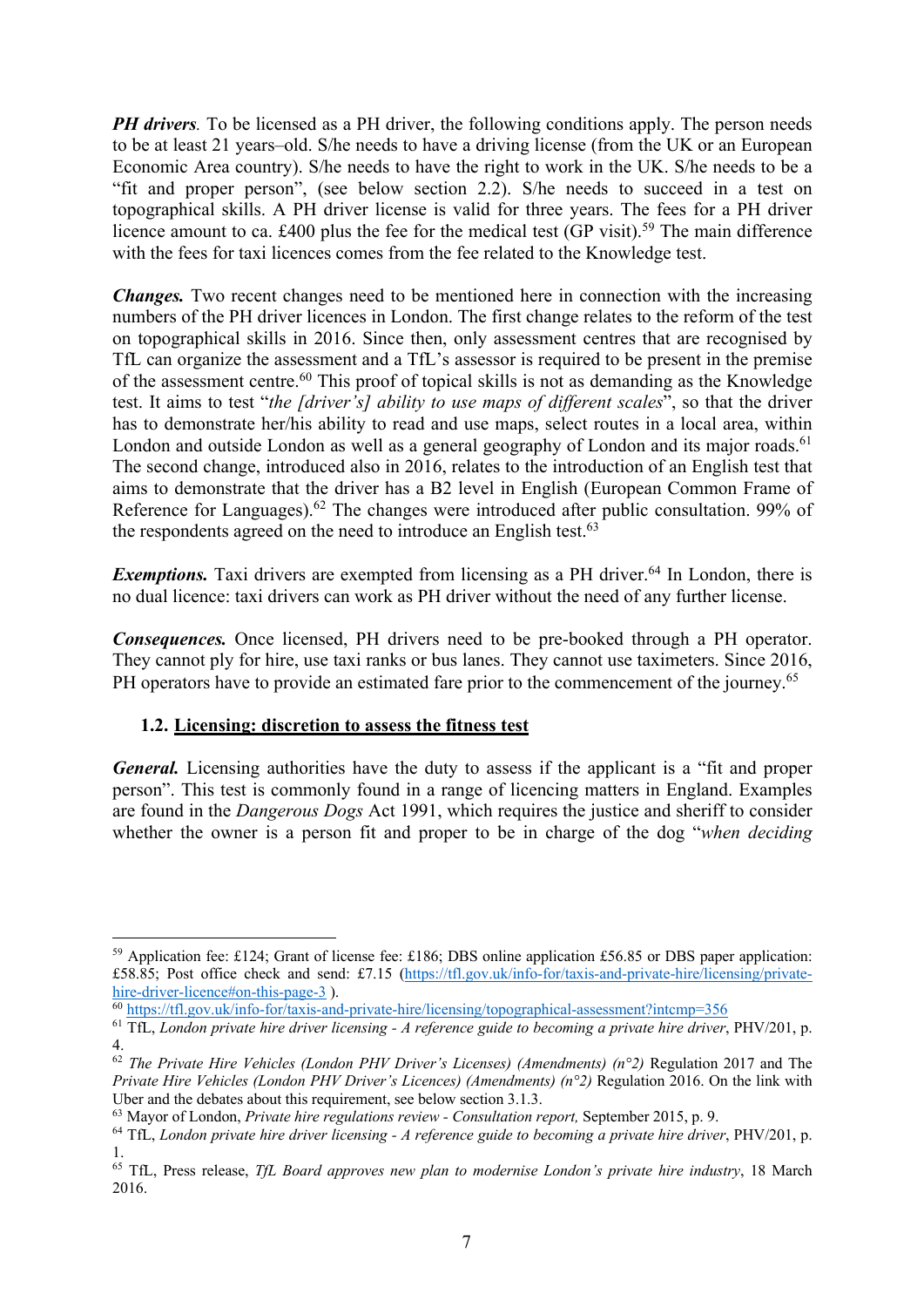***PH drivers.*** To be licensed as a PH driver, the following conditions apply. The person needs to be at least 21 years–old. S/he needs to have a driving license (from the UK or an European Economic Area country). S/he needs to have the right to work in the UK. S/he needs to be a "fit and proper person", (see below section 2.2). S/he needs to succeed in a test on topographical skills. A PH driver license is valid for three years. The fees for a PH driver licence amount to ca. £400 plus the fee for the medical test (GP visit).[59] The main difference with the fees for taxi licences comes from the fee related to the Knowledge test.

***Changes.*** Two recent changes need to be mentioned here in connection with the increasing numbers of the PH driver licences in London. The first change relates to the reform of the test on topographical skills in 2016. Since then, only assessment centres that are recognised by TfL can organize the assessment and a TfL's assessor is required to be present in the premise of the assessment centre.[60] This proof of topical skills is not as demanding as the Knowledge test. It aims to test "*the [driver's] ability to use maps of different scales*", so that the driver has to demonstrate her/his ability to read and use maps, select routes in a local area, within London and outside London as well as a general geography of London and its major roads.[61] The second change, introduced also in 2016, relates to the introduction of an English test that aims to demonstrate that the driver has a B2 level in English (European Common Frame of Reference for Languages).[62] The changes were introduced after public consultation. 99% of the respondents agreed on the need to introduce an English test.[63]

***Exemptions.*** Taxi drivers are exempted from licensing as a PH driver.[64] In London, there is no dual licence: taxi drivers can work as PH driver without the need of any further license.

***Consequences.*** Once licensed, PH drivers need to be pre-booked through a PH operator. They cannot ply for hire, use taxi ranks or bus lanes. They cannot use taximeters. Since 2016, PH operators have to provide an estimated fare prior to the commencement of the journey.[65]

### 1.2. <u>Licensing: discretion to assess the fitness test</u>

***General.*** Licensing authorities have the duty to assess if the applicant is a "fit and proper person". This test is commonly found in a range of licencing matters in England. Examples are found in the *Dangerous Dogs* Act 1991, which requires the justice and sheriff to consider whether the owner is a person fit and proper to be in charge of the dog "*when deciding*

---

[59] Application fee: £124; Grant of license fee: £186; DBS online application £56.85 or DBS paper application: £58.85; Post office check and send: £7.15 (https://tfl.gov.uk/info-for/taxis-and-private-hire/licensing/private-hire-driver-licence#on-this-page-3 ).

[60] https://tfl.gov.uk/info-for/taxis-and-private-hire/licensing/topographical-assessment?intcmp=356

[61] TfL, *London private hire driver licensing - A reference guide to becoming a private hire driver*, PHV/201, p. 4.

[62] *The Private Hire Vehicles (London PHV Driver's Licenses) (Amendments) (n°2)* Regulation 2017 and The *Private Hire Vehicles (London PHV Driver's Licences) (Amendments) (n°2)* Regulation 2016. On the link with Uber and the debates about this requirement, see below section 3.1.3.

[63] Mayor of London, *Private hire regulations review - Consultation report,* September 2015, p. 9.

[64] TfL, *London private hire driver licensing - A reference guide to becoming a private hire driver*, PHV/201, p. 1.

[65] TfL, Press release, *TfL Board approves new plan to modernise London's private hire industry*, 18 March 2016.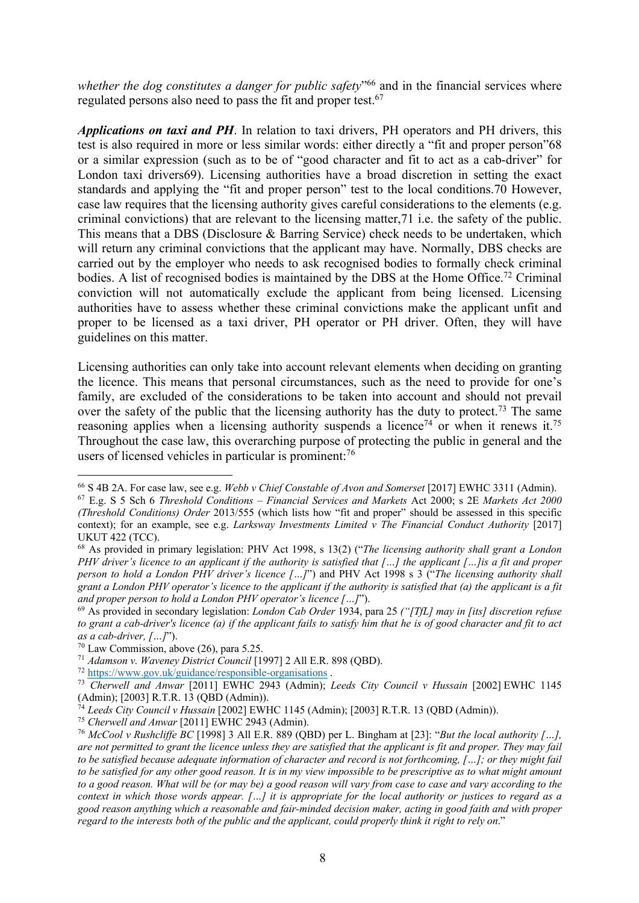*whether the dog constitutes a danger for public safety*"[66] and in the financial services where regulated persons also need to pass the fit and proper test.[67]

***Applications on taxi and PH***. In relation to taxi drivers, PH operators and PH drivers, this test is also required in more or less similar words: either directly a "fit and proper person"[68] or a similar expression (such as to be of "good character and fit to act as a cab-driver" for London taxi drivers[69]). Licensing authorities have a broad discretion in setting the exact standards and applying the "fit and proper person" test to the local conditions.[70] However, case law requires that the licensing authority gives careful considerations to the elements (e.g. criminal convictions) that are relevant to the licensing matter,[71] i.e. the safety of the public. This means that a DBS (Disclosure & Barring Service) check needs to be undertaken, which will return any criminal convictions that the applicant may have. Normally, DBS checks are carried out by the employer who needs to ask recognised bodies to formally check criminal bodies. A list of recognised bodies is maintained by the DBS at the Home Office.[72] Criminal conviction will not automatically exclude the applicant from being licensed. Licensing authorities have to assess whether these criminal convictions make the applicant unfit and proper to be licensed as a taxi driver, PH operator or PH driver. Often, they will have guidelines on this matter.

Licensing authorities can only take into account relevant elements when deciding on granting the licence. This means that personal circumstances, such as the need to provide for one's family, are excluded of the considerations to be taken into account and should not prevail over the safety of the public that the licensing authority has the duty to protect.[73] The same reasoning applies when a licensing authority suspends a licence[74] or when it renews it.[75] Throughout the case law, this overarching purpose of protecting the public in general and the users of licensed vehicles in particular is prominent:[76]

---

[66] S 4B 2A. For case law, see e.g. *Webb v Chief Constable of Avon and Somerset* [2017] EWHC 3311 (Admin).

[67] E.g. S 5 Sch 6 *Threshold Conditions – Financial Services and Markets* Act 2000; s 2E *Markets Act 2000 (Threshold Conditions) Order* 2013/555 (which lists how "fit and proper" should be assessed in this specific context); for an example, see e.g. *Larksway Investments Limited v The Financial Conduct Authority* [2017] UKUT 422 (TCC).

[68] As provided in primary legislation: PHV Act 1998, s 13(2) ("*The licensing authority shall grant a London PHV driver's licence to an applicant if the authority is satisfied that […] the applicant […]is a fit and proper person to hold a London PHV driver's licence […]*") and PHV Act 1998 s 3 ("*The licensing authority shall grant a London PHV operator's licence to the applicant if the authority is satisfied that (a) the applicant is a fit and proper person to hold a London PHV operator's licence […]*").

[69] As provided in secondary legislation: *London Cab Order* 1934, para 25 *("[TfL] may in [its] discretion refuse to grant a cab-driver's licence (a) if the applicant fails to satisfy him that he is of good character and fit to act as a cab-driver, […]*").

[70] Law Commission, above (26), para 5.25.

[71] *Adamson v. Waveney District Council* [1997] 2 All E.R. 898 (QBD).

[72] https://www.gov.uk/guidance/responsible-organisations .

[73] *Cherwell and Anwar* [2011] EWHC 2943 (Admin); *Leeds City Council v Hussain* [2002] EWHC 1145 (Admin); [2003] R.T.R. 13 (QBD (Admin)).

[74] *Leeds City Council v Hussain* [2002] EWHC 1145 (Admin); [2003] R.T.R. 13 (QBD (Admin)).

[75] *Cherwell and Anwar* [2011] EWHC 2943 (Admin).

[76] *McCool v Rushcliffe BC* [1998] 3 All E.R. 889 (QBD) per L. Bingham at [23]: "*But the local authority […], are not permitted to grant the licence unless they are satisfied that the applicant is fit and proper. They may fail to be satisfied because adequate information of character and record is not forthcoming, […]; or they might fail to be satisfied for any other good reason. It is in my view impossible to be prescriptive as to what might amount to a good reason. What will be (or may be) a good reason will vary from case to case and vary according to the context in which those words appear. […] it is appropriate for the local authority or justices to regard as a good reason anything which a reasonable and fair-minded decision maker, acting in good faith and with proper regard to the interests both of the public and the applicant, could properly think it right to rely on*."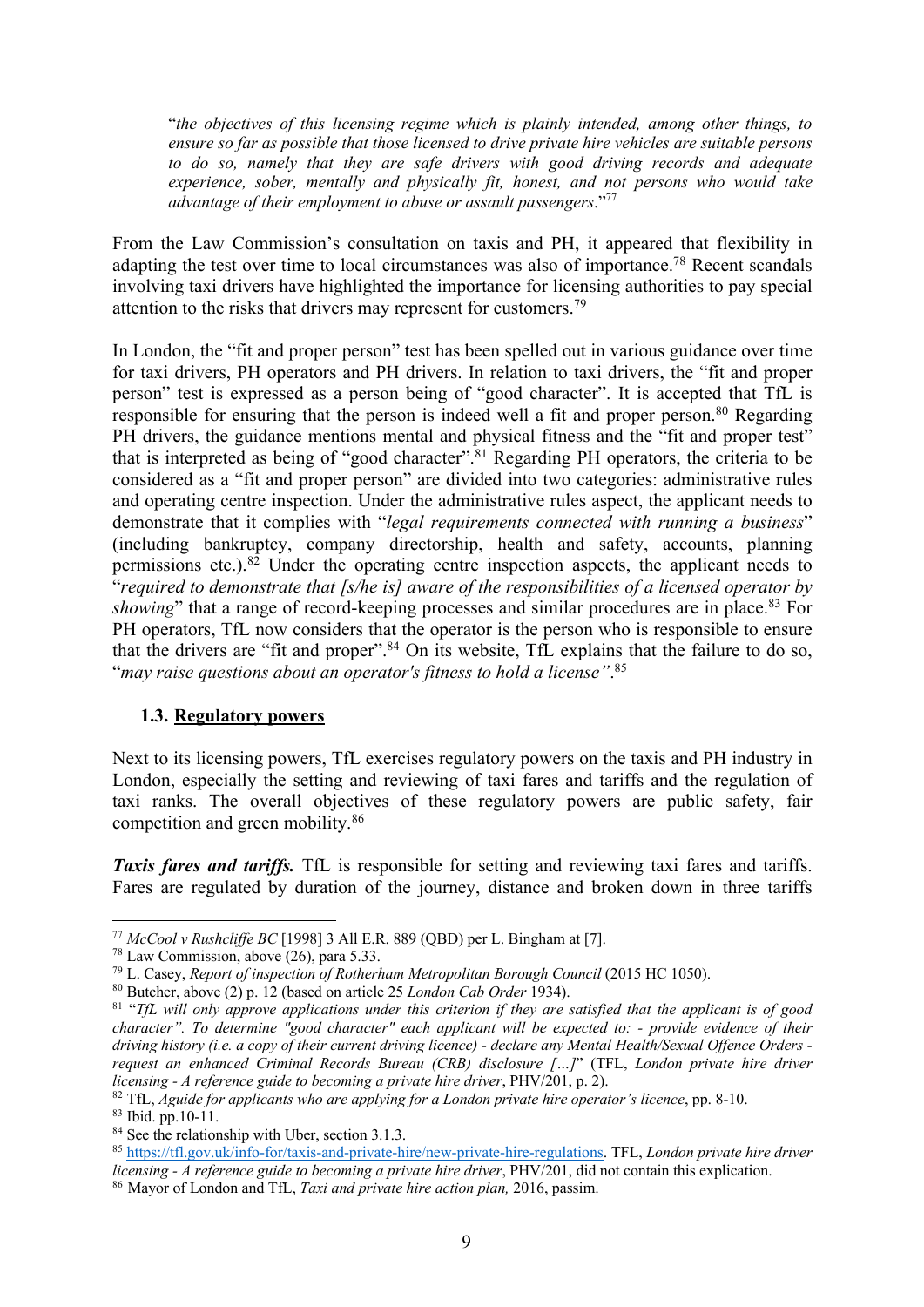> "*the objectives of this licensing regime which is plainly intended, among other things, to ensure so far as possible that those licensed to drive private hire vehicles are suitable persons to do so, namely that they are safe drivers with good driving records and adequate experience, sober, mentally and physically fit, honest, and not persons who would take advantage of their employment to abuse or assault passengers*."[77]

From the Law Commission's consultation on taxis and PH, it appeared that flexibility in adapting the test over time to local circumstances was also of importance.[78] Recent scandals involving taxi drivers have highlighted the importance for licensing authorities to pay special attention to the risks that drivers may represent for customers.[79]

In London, the "fit and proper person" test has been spelled out in various guidance over time for taxi drivers, PH operators and PH drivers. In relation to taxi drivers, the "fit and proper person" test is expressed as a person being of "good character". It is accepted that TfL is responsible for ensuring that the person is indeed well a fit and proper person.[80] Regarding PH drivers, the guidance mentions mental and physical fitness and the "fit and proper test" that is interpreted as being of "good character".[81] Regarding PH operators, the criteria to be considered as a "fit and proper person" are divided into two categories: administrative rules and operating centre inspection. Under the administrative rules aspect, the applicant needs to demonstrate that it complies with "*legal requirements connected with running a business*" (including bankruptcy, company directorship, health and safety, accounts, planning permissions etc.).[82] Under the operating centre inspection aspects, the applicant needs to "*required to demonstrate that [s/he is] aware of the responsibilities of a licensed operator by showing*" that a range of record-keeping processes and similar procedures are in place.[83] For PH operators, TfL now considers that the operator is the person who is responsible to ensure that the drivers are "fit and proper".[84] On its website, TfL explains that the failure to do so, "*may raise questions about an operator's fitness to hold a license"*.[85]

### 1.3. Regulatory powers

Next to its licensing powers, TfL exercises regulatory powers on the taxis and PH industry in London, especially the setting and reviewing of taxi fares and tariffs and the regulation of taxi ranks. The overall objectives of these regulatory powers are public safety, fair competition and green mobility.[86]

***Taxis fares and tariffs.*** TfL is responsible for setting and reviewing taxi fares and tariffs. Fares are regulated by duration of the journey, distance and broken down in three tariffs

---

[77] *McCool v Rushcliffe BC* [1998] 3 All E.R. 889 (QBD) per L. Bingham at [7].

[78] Law Commission, above (26), para 5.33.

[79] L. Casey, *Report of inspection of Rotherham Metropolitan Borough Council* (2015 HC 1050).

[80] Butcher, above (2) p. 12 (based on article 25 *London Cab Order* 1934).

[81] "*TfL will only approve applications under this criterion if they are satisfied that the applicant is of good character". To determine "good character" each applicant will be expected to: - provide evidence of their driving history (i.e. a copy of their current driving licence) - declare any Mental Health/Sexual Offence Orders - request an enhanced Criminal Records Bureau (CRB) disclosure […]*" (TFL, *London private hire driver licensing - A reference guide to becoming a private hire driver*, PHV/201, p. 2).

[82] TfL, *Aguide for applicants who are applying for a London private hire operator's licence*, pp. 8-10.

[83] Ibid. pp.10-11.

[84] See the relationship with Uber, section 3.1.3.

[85] https://tfl.gov.uk/info-for/taxis-and-private-hire/new-private-hire-regulations. TFL, *London private hire driver licensing - A reference guide to becoming a private hire driver*, PHV/201, did not contain this explication.

[86] Mayor of London and TfL, *Taxi and private hire action plan,* 2016, passim.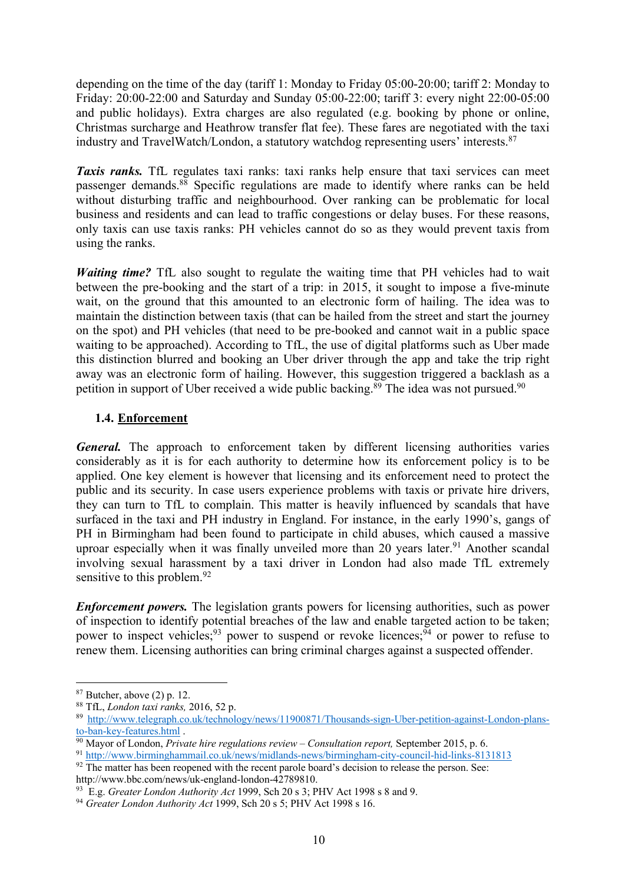depending on the time of the day (tariff 1: Monday to Friday 05:00-20:00; tariff 2: Monday to Friday: 20:00-22:00 and Saturday and Sunday 05:00-22:00; tariff 3: every night 22:00-05:00 and public holidays). Extra charges are also regulated (e.g. booking by phone or online, Christmas surcharge and Heathrow transfer flat fee). These fares are negotiated with the taxi industry and TravelWatch/London, a statutory watchdog representing users' interests.[87]

***Taxis ranks.*** TfL regulates taxi ranks: taxi ranks help ensure that taxi services can meet passenger demands.[88] Specific regulations are made to identify where ranks can be held without disturbing traffic and neighbourhood. Over ranking can be problematic for local business and residents and can lead to traffic congestions or delay buses. For these reasons, only taxis can use taxis ranks: PH vehicles cannot do so as they would prevent taxis from using the ranks.

***Waiting time?*** TfL also sought to regulate the waiting time that PH vehicles had to wait between the pre-booking and the start of a trip: in 2015, it sought to impose a five-minute wait, on the ground that this amounted to an electronic form of hailing. The idea was to maintain the distinction between taxis (that can be hailed from the street and start the journey on the spot) and PH vehicles (that need to be pre-booked and cannot wait in a public space waiting to be approached). According to TfL, the use of digital platforms such as Uber made this distinction blurred and booking an Uber driver through the app and take the trip right away was an electronic form of hailing. However, this suggestion triggered a backlash as a petition in support of Uber received a wide public backing.[89] The idea was not pursued.[90]

### 1.4. Enforcement

***General.*** The approach to enforcement taken by different licensing authorities varies considerably as it is for each authority to determine how its enforcement policy is to be applied. One key element is however that licensing and its enforcement need to protect the public and its security. In case users experience problems with taxis or private hire drivers, they can turn to TfL to complain. This matter is heavily influenced by scandals that have surfaced in the taxi and PH industry in England. For instance, in the early 1990's, gangs of PH in Birmingham had been found to participate in child abuses, which caused a massive uproar especially when it was finally unveiled more than 20 years later.[91] Another scandal involving sexual harassment by a taxi driver in London had also made TfL extremely sensitive to this problem.[92]

***Enforcement powers.*** The legislation grants powers for licensing authorities, such as power of inspection to identify potential breaches of the law and enable targeted action to be taken; power to inspect vehicles;[93] power to suspend or revoke licences;[94] or power to refuse to renew them. Licensing authorities can bring criminal charges against a suspected offender.

---

[87] Butcher, above (2) p. 12.

[88] TfL, *London taxi ranks,* 2016, 52 p.

[89] http://www.telegraph.co.uk/technology/news/11900871/Thousands-sign-Uber-petition-against-London-plans-to-ban-key-features.html .

[90] Mayor of London, *Private hire regulations review – Consultation report,* September 2015, p. 6.

[91] http://www.birminghammail.co.uk/news/midlands-news/birmingham-city-council-hid-links-8131813

[92] The matter has been reopened with the recent parole board's decision to release the person. See: http://www.bbc.com/news/uk-england-london-42789810.

[93] E.g. *Greater London Authority Act* 1999, Sch 20 s 3; PHV Act 1998 s 8 and 9.

[94] *Greater London Authority Act* 1999, Sch 20 s 5; PHV Act 1998 s 16.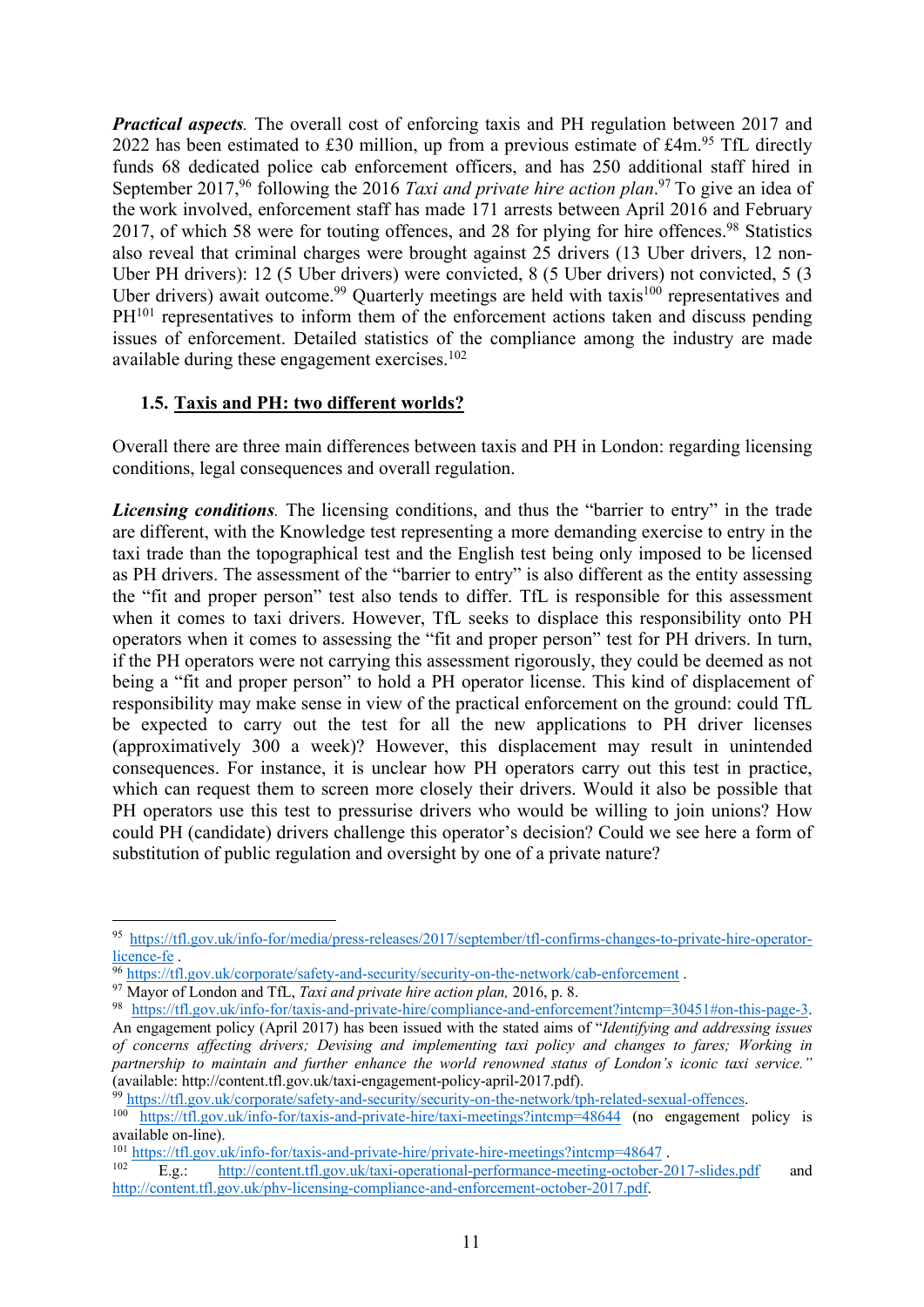***Practical aspects.*** The overall cost of enforcing taxis and PH regulation between 2017 and 2022 has been estimated to £30 million, up from a previous estimate of £4m.[95] TfL directly funds 68 dedicated police cab enforcement officers, and has 250 additional staff hired in September 2017,[96] following the 2016 *Taxi and private hire action plan*.[97] To give an idea of the work involved, enforcement staff has made 171 arrests between April 2016 and February 2017, of which 58 were for touting offences, and 28 for plying for hire offences.[98] Statistics also reveal that criminal charges were brought against 25 drivers (13 Uber drivers, 12 non-Uber PH drivers): 12 (5 Uber drivers) were convicted, 8 (5 Uber drivers) not convicted, 5 (3 Uber drivers) await outcome.[99] Quarterly meetings are held with taxis[100] representatives and PH[101] representatives to inform them of the enforcement actions taken and discuss pending issues of enforcement. Detailed statistics of the compliance among the industry are made available during these engagement exercises.[102]

## 1.5. Taxis and PH: two different worlds?

Overall there are three main differences between taxis and PH in London: regarding licensing conditions, legal consequences and overall regulation.

***Licensing conditions.*** The licensing conditions, and thus the "barrier to entry" in the trade are different, with the Knowledge test representing a more demanding exercise to entry in the taxi trade than the topographical test and the English test being only imposed to be licensed as PH drivers. The assessment of the "barrier to entry" is also different as the entity assessing the "fit and proper person" test also tends to differ. TfL is responsible for this assessment when it comes to taxi drivers. However, TfL seeks to displace this responsibility onto PH operators when it comes to assessing the "fit and proper person" test for PH drivers. In turn, if the PH operators were not carrying this assessment rigorously, they could be deemed as not being a "fit and proper person" to hold a PH operator license. This kind of displacement of responsibility may make sense in view of the practical enforcement on the ground: could TfL be expected to carry out the test for all the new applications to PH driver licenses (approximatively 300 a week)? However, this displacement may result in unintended consequences. For instance, it is unclear how PH operators carry out this test in practice, which can request them to screen more closely their drivers. Would it also be possible that PH operators use this test to pressurise drivers who would be willing to join unions? How could PH (candidate) drivers challenge this operator's decision? Could we see here a form of substitution of public regulation and oversight by one of a private nature?

---

[95] https://tfl.gov.uk/info-for/media/press-releases/2017/september/tfl-confirms-changes-to-private-hire-operator-licence-fe .

[96] https://tfl.gov.uk/corporate/safety-and-security/security-on-the-network/cab-enforcement .

[97] Mayor of London and TfL, *Taxi and private hire action plan,* 2016, p. 8.

[98] https://tfl.gov.uk/info-for/taxis-and-private-hire/compliance-and-enforcement?intcmp=30451#on-this-page-3. An engagement policy (April 2017) has been issued with the stated aims of "*Identifying and addressing issues of concerns affecting drivers; Devising and implementing taxi policy and changes to fares; Working in partnership to maintain and further enhance the world renowned status of London's iconic taxi service."* (available: http://content.tfl.gov.uk/taxi-engagement-policy-april-2017.pdf).

[99] https://tfl.gov.uk/corporate/safety-and-security/security-on-the-network/tph-related-sexual-offences.

[100] https://tfl.gov.uk/info-for/taxis-and-private-hire/taxi-meetings?intcmp=48644 (no engagement policy is available on-line).

[101] https://tfl.gov.uk/info-for/taxis-and-private-hire/private-hire-meetings?intcmp=48647 .

[102] E.g.: http://content.tfl.gov.uk/taxi-operational-performance-meeting-october-2017-slides.pdf and http://content.tfl.gov.uk/phv-licensing-compliance-and-enforcement-october-2017.pdf.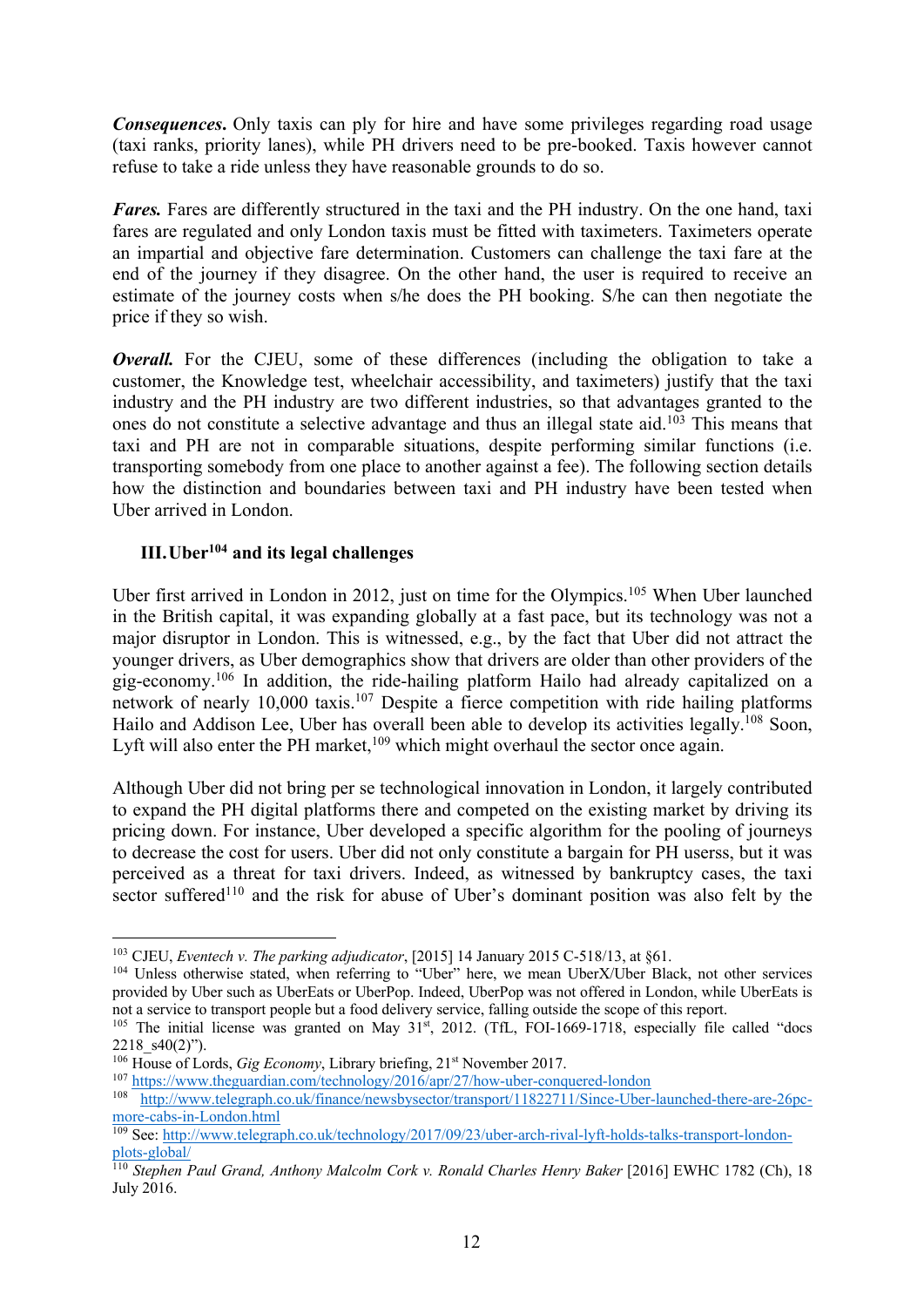***Consequences*.** Only taxis can ply for hire and have some privileges regarding road usage (taxi ranks, priority lanes), while PH drivers need to be pre-booked. Taxis however cannot refuse to take a ride unless they have reasonable grounds to do so.

***Fares.*** Fares are differently structured in the taxi and the PH industry. On the one hand, taxi fares are regulated and only London taxis must be fitted with taximeters. Taximeters operate an impartial and objective fare determination. Customers can challenge the taxi fare at the end of the journey if they disagree. On the other hand, the user is required to receive an estimate of the journey costs when s/he does the PH booking. S/he can then negotiate the price if they so wish.

***Overall.*** For the CJEU, some of these differences (including the obligation to take a customer, the Knowledge test, wheelchair accessibility, and taximeters) justify that the taxi industry and the PH industry are two different industries, so that advantages granted to the ones do not constitute a selective advantage and thus an illegal state aid.[103] This means that taxi and PH are not in comparable situations, despite performing similar functions (i.e. transporting somebody from one place to another against a fee). The following section details how the distinction and boundaries between taxi and PH industry have been tested when Uber arrived in London.

## III. Uber[104] and its legal challenges

Uber first arrived in London in 2012, just on time for the Olympics.[105] When Uber launched in the British capital, it was expanding globally at a fast pace, but its technology was not a major disruptor in London. This is witnessed, e.g., by the fact that Uber did not attract the younger drivers, as Uber demographics show that drivers are older than other providers of the gig-economy.[106] In addition, the ride-hailing platform Hailo had already capitalized on a network of nearly 10,000 taxis.[107] Despite a fierce competition with ride hailing platforms Hailo and Addison Lee, Uber has overall been able to develop its activities legally.[108] Soon, Lyft will also enter the PH market,[109] which might overhaul the sector once again.

Although Uber did not bring per se technological innovation in London, it largely contributed to expand the PH digital platforms there and competed on the existing market by driving its pricing down. For instance, Uber developed a specific algorithm for the pooling of journeys to decrease the cost for users. Uber did not only constitute a bargain for PH userss, but it was perceived as a threat for taxi drivers. Indeed, as witnessed by bankruptcy cases, the taxi sector suffered[110] and the risk for abuse of Uber's dominant position was also felt by the

---

[103] CJEU, *Eventech v. The parking adjudicator*, [2015] 14 January 2015 C-518/13, at §61.

[104] Unless otherwise stated, when referring to "Uber" here, we mean UberX/Uber Black, not other services provided by Uber such as UberEats or UberPop. Indeed, UberPop was not offered in London, while UberEats is not a service to transport people but a food delivery service, falling outside the scope of this report.

[105] The initial license was granted on May 31st, 2012. (TfL, FOI-1669-1718, especially file called "docs 2218_s40(2)").

[106] House of Lords, *Gig Economy*, Library briefing, 21st November 2017.

[107] https://www.theguardian.com/technology/2016/apr/27/how-uber-conquered-london

[108] http://www.telegraph.co.uk/finance/newsbysector/transport/11822711/Since-Uber-launched-there-are-26pc-more-cabs-in-London.html

[109] See: http://www.telegraph.co.uk/technology/2017/09/23/uber-arch-rival-lyft-holds-talks-transport-london-plots-global/

[110] *Stephen Paul Grand, Anthony Malcolm Cork v. Ronald Charles Henry Baker* [2016] EWHC 1782 (Ch), 18 July 2016.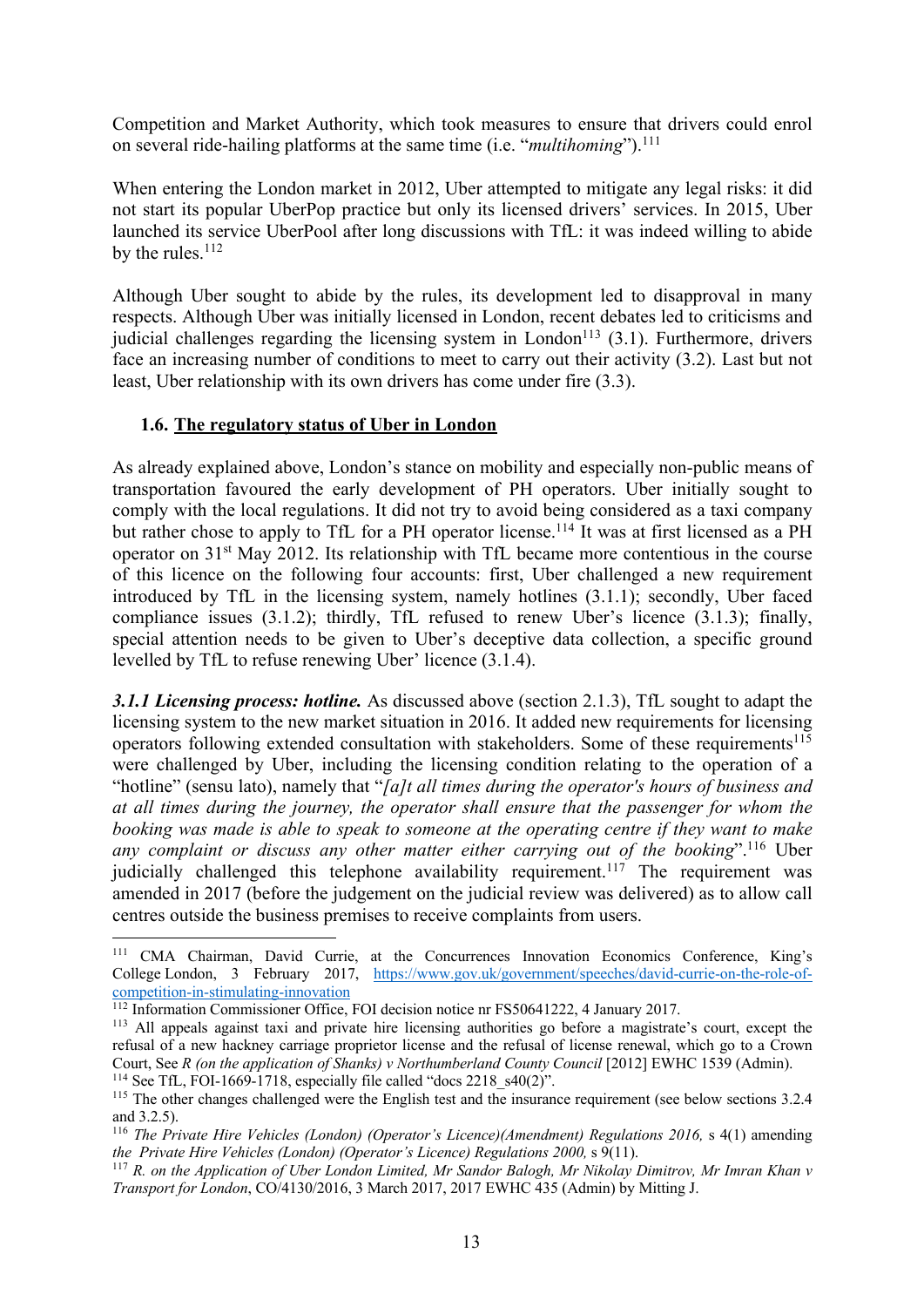Competition and Market Authority, which took measures to ensure that drivers could enrol on several ride-hailing platforms at the same time (i.e. "*multihoming*").[111]

When entering the London market in 2012, Uber attempted to mitigate any legal risks: it did not start its popular UberPop practice but only its licensed drivers' services. In 2015, Uber launched its service UberPool after long discussions with TfL: it was indeed willing to abide by the rules.[112]

Although Uber sought to abide by the rules, its development led to disapproval in many respects. Although Uber was initially licensed in London, recent debates led to criticisms and judicial challenges regarding the licensing system in London[113] (3.1). Furthermore, drivers face an increasing number of conditions to meet to carry out their activity (3.2). Last but not least, Uber relationship with its own drivers has come under fire (3.3).

### 1.6. <u>The regulatory status of Uber in London</u>

As already explained above, London's stance on mobility and especially non-public means of transportation favoured the early development of PH operators. Uber initially sought to comply with the local regulations. It did not try to avoid being considered as a taxi company but rather chose to apply to TfL for a PH operator license.[114] It was at first licensed as a PH operator on 31st May 2012. Its relationship with TfL became more contentious in the course of this licence on the following four accounts: first, Uber challenged a new requirement introduced by TfL in the licensing system, namely hotlines (3.1.1); secondly, Uber faced compliance issues (3.1.2); thirdly, TfL refused to renew Uber's licence (3.1.3); finally, special attention needs to be given to Uber's deceptive data collection, a specific ground levelled by TfL to refuse renewing Uber' licence (3.1.4).

***3.1.1 Licensing process: hotline.*** As discussed above (section 2.1.3), TfL sought to adapt the licensing system to the new market situation in 2016. It added new requirements for licensing operators following extended consultation with stakeholders. Some of these requirements[115] were challenged by Uber, including the licensing condition relating to the operation of a "hotline" (sensu lato), namely that "*[a]t all times during the operator's hours of business and at all times during the journey, the operator shall ensure that the passenger for whom the booking was made is able to speak to someone at the operating centre if they want to make any complaint or discuss any other matter either carrying out of the booking*".[116] Uber judicially challenged this telephone availability requirement.[117] The requirement was amended in 2017 (before the judgement on the judicial review was delivered) as to allow call centres outside the business premises to receive complaints from users.

---

[111] CMA Chairman, David Currie, at the Concurrences Innovation Economics Conference, King's College London, 3 February 2017, https://www.gov.uk/government/speeches/david-currie-on-the-role-of-competition-in-stimulating-innovation

[112] Information Commissioner Office, FOI decision notice nr FS50641222, 4 January 2017.

[113] All appeals against taxi and private hire licensing authorities go before a magistrate's court, except the refusal of a new hackney carriage proprietor license and the refusal of license renewal, which go to a Crown Court, See *R (on the application of Shanks) v Northumberland County Council* [2012] EWHC 1539 (Admin).

[114] See TfL, FOI-1669-1718, especially file called "docs 2218_s40(2)".

[115] The other changes challenged were the English test and the insurance requirement (see below sections 3.2.4 and 3.2.5).

[116] *The Private Hire Vehicles (London) (Operator's Licence)(Amendment) Regulations 2016,* s 4(1) amending *the Private Hire Vehicles (London) (Operator's Licence) Regulations 2000,* s 9(11).

[117] *R. on the Application of Uber London Limited, Mr Sandor Balogh, Mr Nikolay Dimitrov, Mr Imran Khan v Transport for London*, CO/4130/2016, 3 March 2017, 2017 EWHC 435 (Admin) by Mitting J.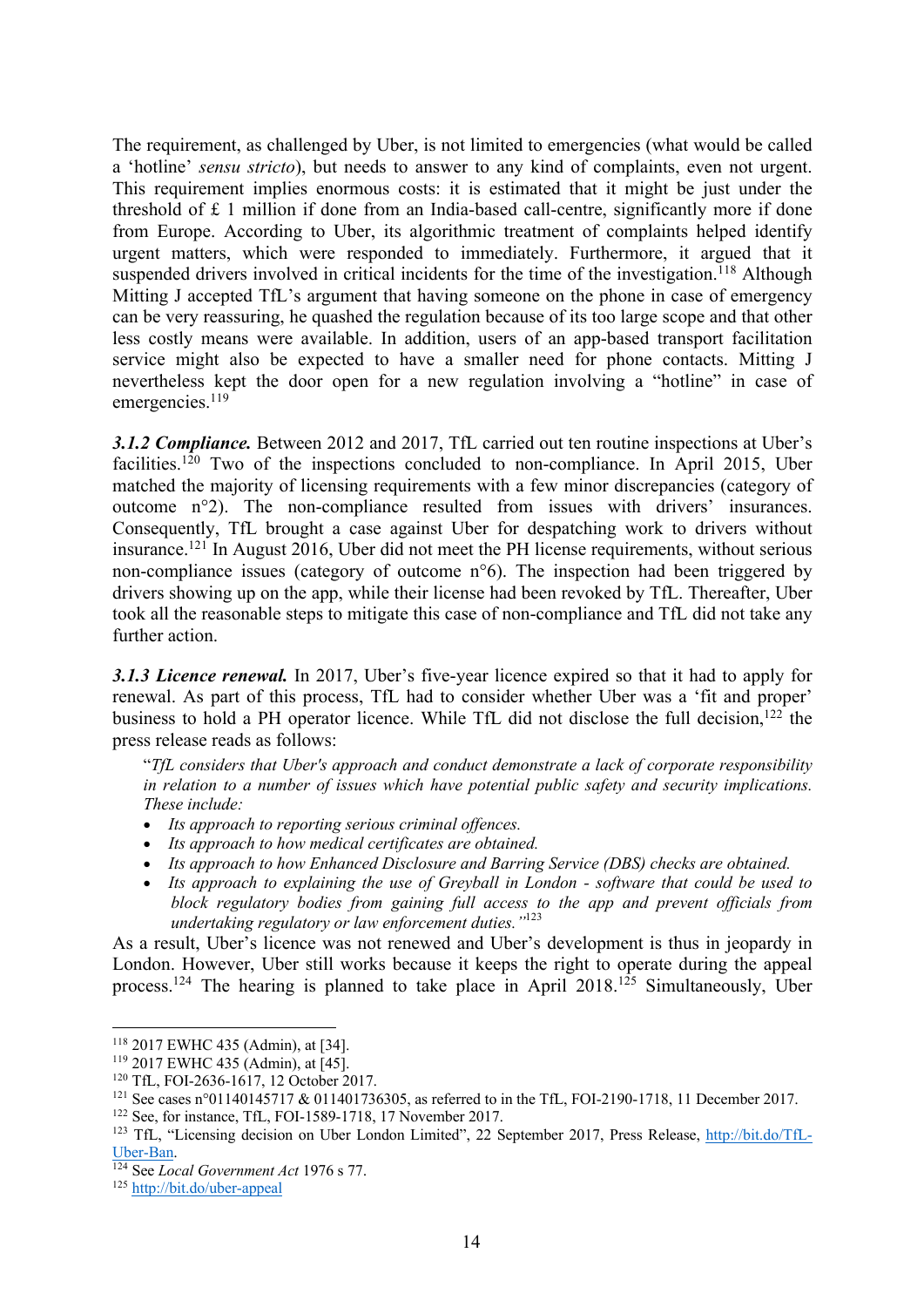The requirement, as challenged by Uber, is not limited to emergencies (what would be called a 'hotline' *sensu stricto*), but needs to answer to any kind of complaints, even not urgent. This requirement implies enormous costs: it is estimated that it might be just under the threshold of £ 1 million if done from an India-based call-centre, significantly more if done from Europe. According to Uber, its algorithmic treatment of complaints helped identify urgent matters, which were responded to immediately. Furthermore, it argued that it suspended drivers involved in critical incidents for the time of the investigation.[118] Although Mitting J accepted TfL's argument that having someone on the phone in case of emergency can be very reassuring, he quashed the regulation because of its too large scope and that other less costly means were available. In addition, users of an app-based transport facilitation service might also be expected to have a smaller need for phone contacts. Mitting J nevertheless kept the door open for a new regulation involving a "hotline" in case of emergencies.[119]

***3.1.2 Compliance.*** Between 2012 and 2017, TfL carried out ten routine inspections at Uber's facilities.[120] Two of the inspections concluded to non-compliance. In April 2015, Uber matched the majority of licensing requirements with a few minor discrepancies (category of outcome n°2). The non-compliance resulted from issues with drivers' insurances. Consequently, TfL brought a case against Uber for despatching work to drivers without insurance.[121] In August 2016, Uber did not meet the PH license requirements, without serious non-compliance issues (category of outcome n°6). The inspection had been triggered by drivers showing up on the app, while their license had been revoked by TfL. Thereafter, Uber took all the reasonable steps to mitigate this case of non-compliance and TfL did not take any further action.

***3.1.3 Licence renewal.*** In 2017, Uber's five-year licence expired so that it had to apply for renewal. As part of this process, TfL had to consider whether Uber was a 'fit and proper' business to hold a PH operator licence. While TfL did not disclose the full decision,[122] the press release reads as follows:

> "*TfL considers that Uber's approach and conduct demonstrate a lack of corporate responsibility in relation to a number of issues which have potential public safety and security implications. These include:*
>
> - *Its approach to reporting serious criminal offences.*
> - *Its approach to how medical certificates are obtained.*
> - *Its approach to how Enhanced Disclosure and Barring Service (DBS) checks are obtained.*
> - *Its approach to explaining the use of Greyball in London - software that could be used to block regulatory bodies from gaining full access to the app and prevent officials from undertaking regulatory or law enforcement duties.*"[123]

As a result, Uber's licence was not renewed and Uber's development is thus in jeopardy in London. However, Uber still works because it keeps the right to operate during the appeal process.[124] The hearing is planned to take place in April 2018.[125] Simultaneously, Uber

---

[118] 2017 EWHC 435 (Admin), at [34].

[119] 2017 EWHC 435 (Admin), at [45].

[120] TfL, FOI-2636-1617, 12 October 2017.

[121] See cases n°01140145717 & 011401736305, as referred to in the TfL, FOI-2190-1718, 11 December 2017.

[122] See, for instance, TfL, FOI-1589-1718, 17 November 2017.

[123] TfL, "Licensing decision on Uber London Limited", 22 September 2017, Press Release, http://bit.do/TfL-Uber-Ban.

[124] See *Local Government Act* 1976 s 77.

[125] http://bit.do/uber-appeal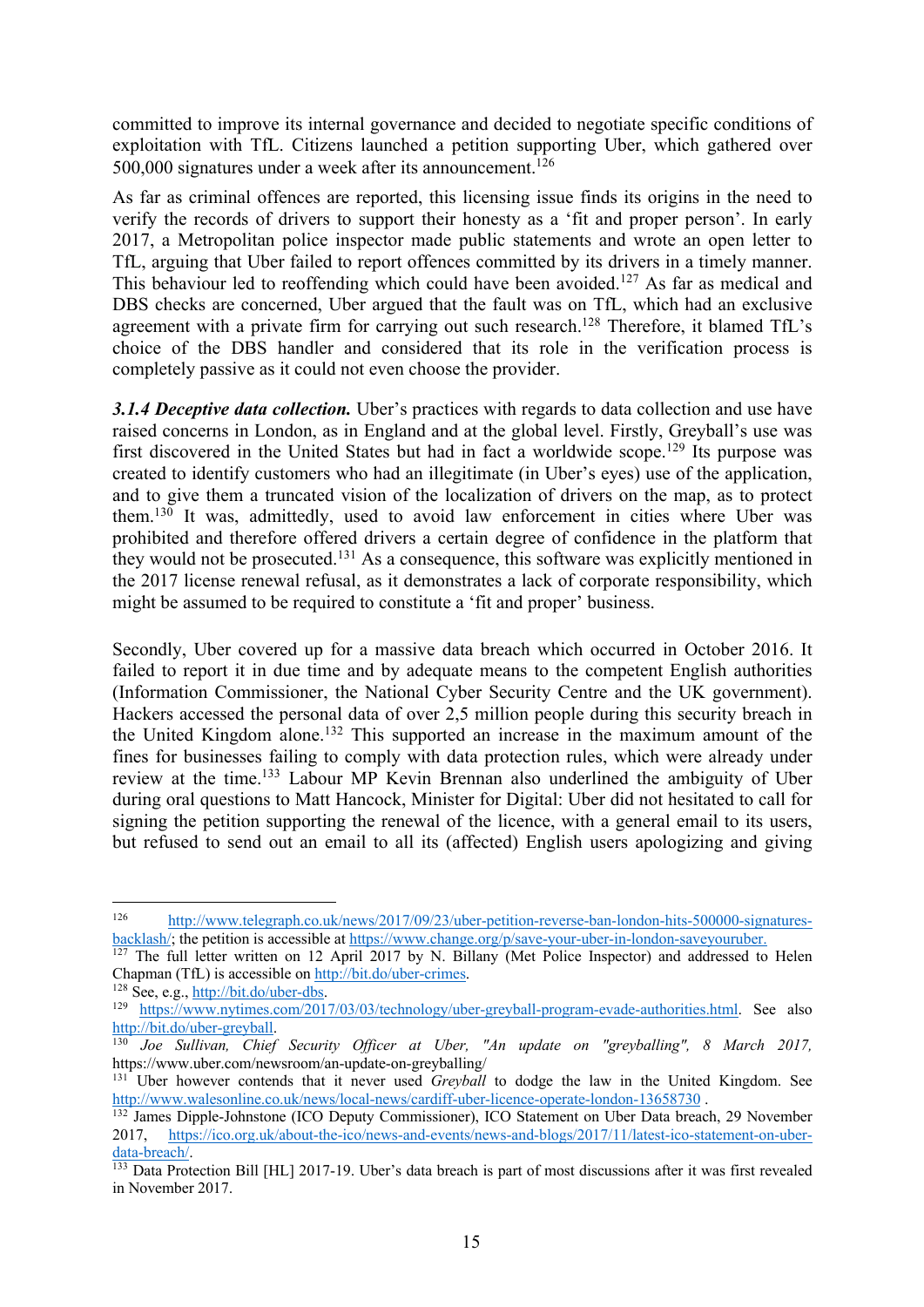committed to improve its internal governance and decided to negotiate specific conditions of exploitation with TfL. Citizens launched a petition supporting Uber, which gathered over 500,000 signatures under a week after its announcement.[126]

As far as criminal offences are reported, this licensing issue finds its origins in the need to verify the records of drivers to support their honesty as a 'fit and proper person'. In early 2017, a Metropolitan police inspector made public statements and wrote an open letter to TfL, arguing that Uber failed to report offences committed by its drivers in a timely manner. This behaviour led to reoffending which could have been avoided.[127] As far as medical and DBS checks are concerned, Uber argued that the fault was on TfL, which had an exclusive agreement with a private firm for carrying out such research.[128] Therefore, it blamed TfL's choice of the DBS handler and considered that its role in the verification process is completely passive as it could not even choose the provider.

***3.1.4 Deceptive data collection.*** Uber's practices with regards to data collection and use have raised concerns in London, as in England and at the global level. Firstly, Greyball's use was first discovered in the United States but had in fact a worldwide scope.[129] Its purpose was created to identify customers who had an illegitimate (in Uber's eyes) use of the application, and to give them a truncated vision of the localization of drivers on the map, as to protect them.[130] It was, admittedly, used to avoid law enforcement in cities where Uber was prohibited and therefore offered drivers a certain degree of confidence in the platform that they would not be prosecuted.[131] As a consequence, this software was explicitly mentioned in the 2017 license renewal refusal, as it demonstrates a lack of corporate responsibility, which might be assumed to be required to constitute a 'fit and proper' business.

Secondly, Uber covered up for a massive data breach which occurred in October 2016. It failed to report it in due time and by adequate means to the competent English authorities (Information Commissioner, the National Cyber Security Centre and the UK government). Hackers accessed the personal data of over 2,5 million people during this security breach in the United Kingdom alone.[132] This supported an increase in the maximum amount of the fines for businesses failing to comply with data protection rules, which were already under review at the time.[133] Labour MP Kevin Brennan also underlined the ambiguity of Uber during oral questions to Matt Hancock, Minister for Digital: Uber did not hesitate to call for signing the petition supporting the renewal of the licence, with a general email to its users, but refused to send out an email to all its (affected) English users apologizing and giving

---

[126] http://www.telegraph.co.uk/news/2017/09/23/uber-petition-reverse-ban-london-hits-500000-signatures-backlash/; the petition is accessible at https://www.change.org/p/save-your-uber-in-london-saveyouruber.

[127] The full letter written on 12 April 2017 by N. Billany (Met Police Inspector) and addressed to Helen Chapman (TfL) is accessible on http://bit.do/uber-crimes.

[128] See, e.g., http://bit.do/uber-dbs.

[129] https://www.nytimes.com/2017/03/03/technology/uber-greyball-program-evade-authorities.html. See also http://bit.do/uber-greyball.

[130] *Joe Sullivan, Chief Security Officer at Uber, "An update on "greyballing", 8 March 2017,* https://www.uber.com/newsroom/an-update-on-greyballing/

[131] Uber however contends that it never used *Greyball* to dodge the law in the United Kingdom. See http://www.walesonline.co.uk/news/local-news/cardiff-uber-licence-operate-london-13658730 .

[132] James Dipple-Johnstone (ICO Deputy Commissioner), ICO Statement on Uber Data breach, 29 November 2017, https://ico.org.uk/about-the-ico/news-and-events/news-and-blogs/2017/11/latest-ico-statement-on-uber-data-breach/.

[133] Data Protection Bill [HL] 2017-19. Uber's data breach is part of most discussions after it was first revealed in November 2017.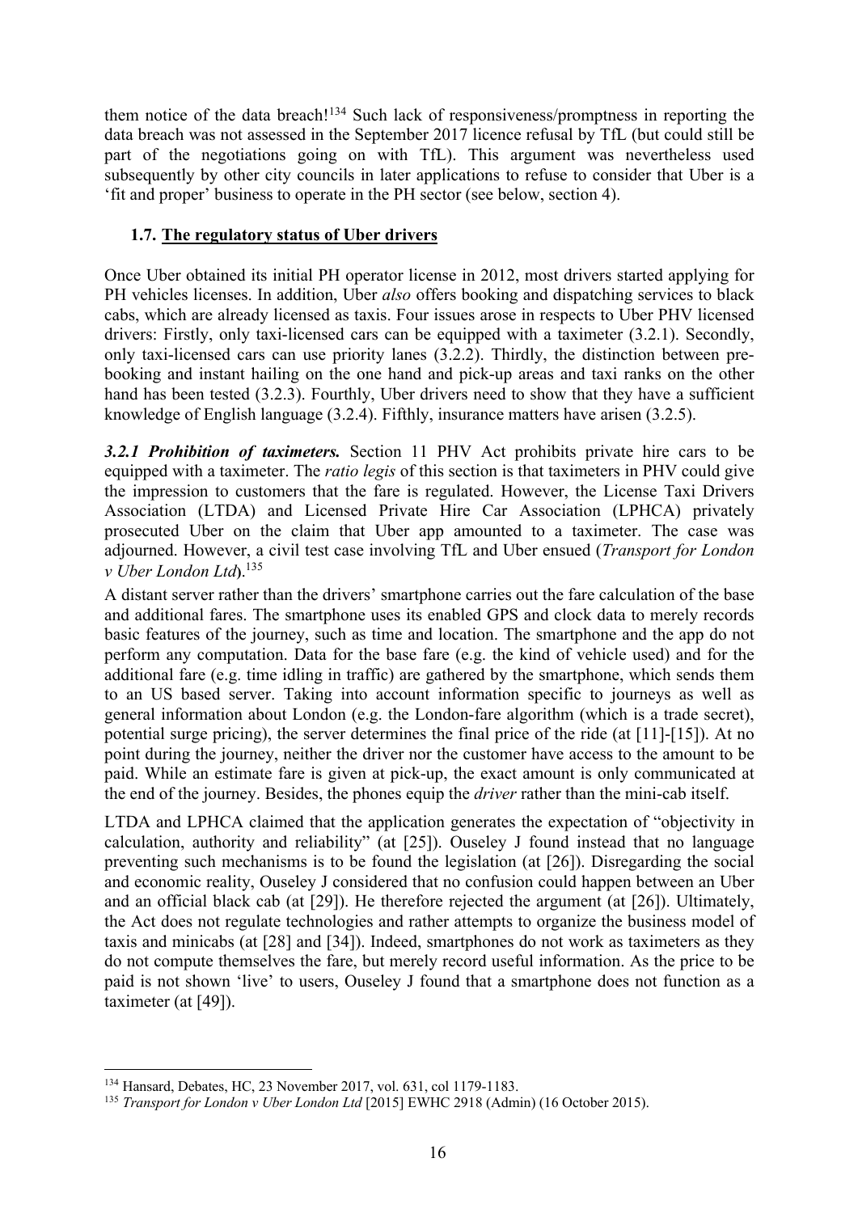them notice of the data breach![134] Such lack of responsiveness/promptness in reporting the data breach was not assessed in the September 2017 licence refusal by TfL (but could still be part of the negotiations going on with TfL). This argument was nevertheless used subsequently by other city councils in later applications to refuse to consider that Uber is a 'fit and proper' business to operate in the PH sector (see below, section 4).

### 1.7. The regulatory status of Uber drivers

Once Uber obtained its initial PH operator license in 2012, most drivers started applying for PH vehicles licenses. In addition, Uber *also* offers booking and dispatching services to black cabs, which are already licensed as taxis. Four issues arose in respects to Uber PHV licensed drivers: Firstly, only taxi-licensed cars can be equipped with a taximeter (3.2.1). Secondly, only taxi-licensed cars can use priority lanes (3.2.2). Thirdly, the distinction between pre-booking and instant hailing on the one hand and pick-up areas and taxi ranks on the other hand has been tested (3.2.3). Fourthly, Uber drivers need to show that they have a sufficient knowledge of English language (3.2.4). Fifthly, insurance matters have arisen (3.2.5).

***3.2.1 Prohibition of taximeters.*** Section 11 PHV Act prohibits private hire cars to be equipped with a taximeter. The *ratio legis* of this section is that taximeters in PHV could give the impression to customers that the fare is regulated. However, the License Taxi Drivers Association (LTDA) and Licensed Private Hire Car Association (LPHCA) privately prosecuted Uber on the claim that Uber app amounted to a taximeter. The case was adjourned. However, a civil test case involving TfL and Uber ensued (*Transport for London v Uber London Ltd*).[135]

A distant server rather than the drivers' smartphone carries out the fare calculation of the base and additional fares. The smartphone uses its enabled GPS and clock data to merely records basic features of the journey, such as time and location. The smartphone and the app do not perform any computation. Data for the base fare (e.g. the kind of vehicle used) and for the additional fare (e.g. time idling in traffic) are gathered by the smartphone, which sends them to an US based server. Taking into account information specific to journeys as well as general information about London (e.g. the London-fare algorithm (which is a trade secret), potential surge pricing), the server determines the final price of the ride (at [11]-[15]). At no point during the journey, neither the driver nor the customer have access to the amount to be paid. While an estimate fare is given at pick-up, the exact amount is only communicated at the end of the journey. Besides, the phones equip the *driver* rather than the mini-cab itself.

LTDA and LPHCA claimed that the application generates the expectation of "objectivity in calculation, authority and reliability" (at [25]). Ouseley J found instead that no language preventing such mechanisms is to be found the legislation (at [26]). Disregarding the social and economic reality, Ouseley J considered that no confusion could happen between an Uber and an official black cab (at [29]). He therefore rejected the argument (at [26]). Ultimately, the Act does not regulate technologies and rather attempts to organize the business model of taxis and minicabs (at [28] and [34]). Indeed, smartphones do not work as taximeters as they do not compute themselves the fare, but merely record useful information. As the price to be paid is not shown 'live' to users, Ouseley J found that a smartphone does not function as a taximeter (at [49]).

---

[134] Hansard, Debates, HC, 23 November 2017, vol. 631, col 1179-1183.

[135] *Transport for London v Uber London Ltd* [2015] EWHC 2918 (Admin) (16 October 2015).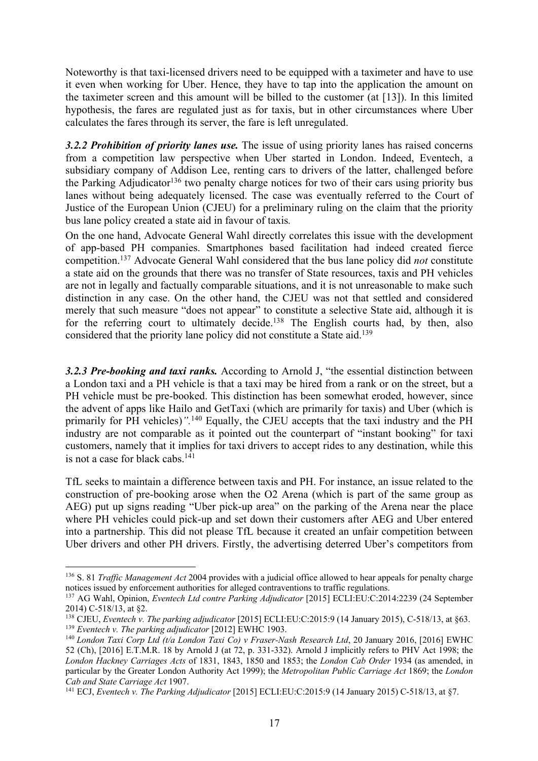Noteworthy is that taxi-licensed drivers need to be equipped with a taximeter and have to use it even when working for Uber. Hence, they have to tap into the application the amount on the taximeter screen and this amount will be billed to the customer (at [13]). In this limited hypothesis, the fares are regulated just as for taxis, but in other circumstances where Uber calculates the fares through its server, the fare is left unregulated.

***3.2.2 Prohibition of priority lanes use.*** The issue of using priority lanes has raised concerns from a competition law perspective when Uber started in London. Indeed, Eventech, a subsidiary company of Addison Lee, renting cars to drivers of the latter, challenged before the Parking Adjudicator[136] two penalty charge notices for two of their cars using priority bus lanes without being adequately licensed. The case was eventually referred to the Court of Justice of the European Union (CJEU) for a preliminary ruling on the claim that the priority bus lane policy created a state aid in favour of taxis.

On the one hand, Advocate General Wahl directly correlates this issue with the development of app-based PH companies. Smartphones based facilitation had indeed created fierce competition.[137] Advocate General Wahl considered that the bus lane policy did *not* constitute a state aid on the grounds that there was no transfer of State resources, taxis and PH vehicles are not in legally and factually comparable situations, and it is not unreasonable to make such distinction in any case. On the other hand, the CJEU was not that settled and considered merely that such measure "does not appear" to constitute a selective State aid, although it is for the referring court to ultimately decide.[138] The English courts had, by then, also considered that the priority lane policy did not constitute a State aid.[139]

***3.2.3 Pre-booking and taxi ranks.*** According to Arnold J, "the essential distinction between a London taxi and a PH vehicle is that a taxi may be hired from a rank or on the street, but a PH vehicle must be pre-booked. This distinction has been somewhat eroded, however, since the advent of apps like Hailo and GetTaxi (which are primarily for taxis) and Uber (which is primarily for PH vehicles)*"*.[140] Equally, the CJEU accepts that the taxi industry and the PH industry are not comparable as it pointed out the counterpart of "instant booking" for taxi customers, namely that it implies for taxi drivers to accept rides to any destination, while this is not a case for black cabs.[141]

TfL seeks to maintain a difference between taxis and PH. For instance, an issue related to the construction of pre-booking arose when the O2 Arena (which is part of the same group as AEG) put up signs reading "Uber pick-up area" on the parking of the Arena near the place where PH vehicles could pick-up and set down their customers after AEG and Uber entered into a partnership. This did not please TfL because it created an unfair competition between Uber drivers and other PH drivers. Firstly, the advertising deterred Uber's competitors from

---

[136] S. 81 *Traffic Management Act* 2004 provides with a judicial office allowed to hear appeals for penalty charge notices issued by enforcement authorities for alleged contraventions to traffic regulations.

[137] AG Wahl, Opinion, *Eventech Ltd contre Parking Adjudicator* [2015] ECLI:EU:C:2014:2239 (24 September 2014) C-518/13, at §2.

[138] CJEU, *Eventech v. The parking adjudicator* [2015] ECLI:EU:C:2015:9 (14 January 2015), C-518/13, at §63.

[139] *Eventech v. The parking adjudicator* [2012] EWHC 1903.

[140] *London Taxi Corp Ltd (t/a London Taxi Co) v Fraser-Nash Research Ltd*, 20 January 2016, [2016] EWHC 52 (Ch), [2016] E.T.M.R. 18 by Arnold J (at 72, p. 331-332). Arnold J implicitly refers to PHV Act 1998; the *London Hackney Carriages Acts* of 1831, 1843, 1850 and 1853; the *London Cab Order* 1934 (as amended, in particular by the Greater London Authority Act 1999); the *Metropolitan Public Carriage Act* 1869; the *London Cab and State Carriage Act* 1907.

[141] ECJ, *Eventech v. The Parking Adjudicator* [2015] ECLI:EU:C:2015:9 (14 January 2015) C-518/13, at §7.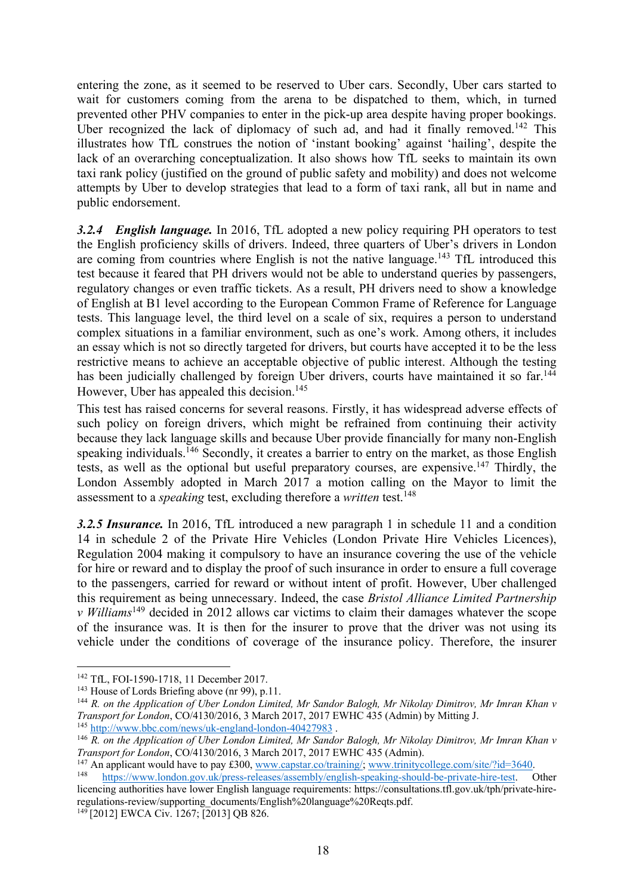entering the zone, as it seemed to be reserved to Uber cars. Secondly, Uber cars started to wait for customers coming from the arena to be dispatched to them, which, in turned prevented other PHV companies to enter in the pick-up area despite having proper bookings. Uber recognized the lack of diplomacy of such ad, and had it finally removed.[142] This illustrates how TfL construes the notion of 'instant booking' against 'hailing', despite the lack of an overarching conceptualization. It also shows how TfL seeks to maintain its own taxi rank policy (justified on the ground of public safety and mobility) and does not welcome attempts by Uber to develop strategies that lead to a form of taxi rank, all but in name and public endorsement.

***3.2.4 English language.*** In 2016, TfL adopted a new policy requiring PH operators to test the English proficiency skills of drivers. Indeed, three quarters of Uber's drivers in London are coming from countries where English is not the native language.[143] TfL introduced this test because it feared that PH drivers would not be able to understand queries by passengers, regulatory changes or even traffic tickets. As a result, PH drivers need to show a knowledge of English at B1 level according to the European Common Frame of Reference for Language tests. This language level, the third level on a scale of six, requires a person to understand complex situations in a familiar environment, such as one's work. Among others, it includes an essay which is not so directly targeted for drivers, but courts have accepted it to be the less restrictive means to achieve an acceptable objective of public interest. Although the testing has been judicially challenged by foreign Uber drivers, courts have maintained it so far.[144] However, Uber has appealed this decision.[145]

This test has raised concerns for several reasons. Firstly, it has widespread adverse effects of such policy on foreign drivers, which might be refrained from continuing their activity because they lack language skills and because Uber provide financially for many non-English speaking individuals.[146] Secondly, it creates a barrier to entry on the market, as those English tests, as well as the optional but useful preparatory courses, are expensive.[147] Thirdly, the London Assembly adopted in March 2017 a motion calling on the Mayor to limit the assessment to a *speaking* test, excluding therefore a *written* test.[148]

***3.2.5 Insurance.*** In 2016, TfL introduced a new paragraph 1 in schedule 11 and a condition 14 in schedule 2 of the Private Hire Vehicles (London Private Hire Vehicles Licences), Regulation 2004 making it compulsory to have an insurance covering the use of the vehicle for hire or reward and to display the proof of such insurance in order to ensure a full coverage to the passengers, carried for reward or without intent of profit. However, Uber challenged this requirement as being unnecessary. Indeed, the case *Bristol Alliance Limited Partnership v Williams*[149] decided in 2012 allows car victims to claim their damages whatever the scope of the insurance was. It is then for the insurer to prove that the driver was not using its vehicle under the conditions of coverage of the insurance policy. Therefore, the insurer

---

[142] TfL, FOI-1590-1718, 11 December 2017.

[143] House of Lords Briefing above (nr 99), p.11.

[144] *R. on the Application of Uber London Limited, Mr Sandor Balogh, Mr Nikolay Dimitrov, Mr Imran Khan v Transport for London*, CO/4130/2016, 3 March 2017, 2017 EWHC 435 (Admin) by Mitting J.

[145] http://www.bbc.com/news/uk-england-london-40427983 .

[146] *R. on the Application of Uber London Limited, Mr Sandor Balogh, Mr Nikolay Dimitrov, Mr Imran Khan v Transport for London*, CO/4130/2016, 3 March 2017, 2017 EWHC 435 (Admin).

[147] An applicant would have to pay £300, www.capstar.co/training/; www.trinitycollege.com/site/?id=3640.

[148] https://www.london.gov.uk/press-releases/assembly/english-speaking-should-be-private-hire-test. Other licencing authorities have lower English language requirements: https://consultations.tfl.gov.uk/tph/private-hire-regulations-review/supporting_documents/English%20language%20Reqts.pdf.

[149] [2012] EWCA Civ. 1267; [2013] QB 826.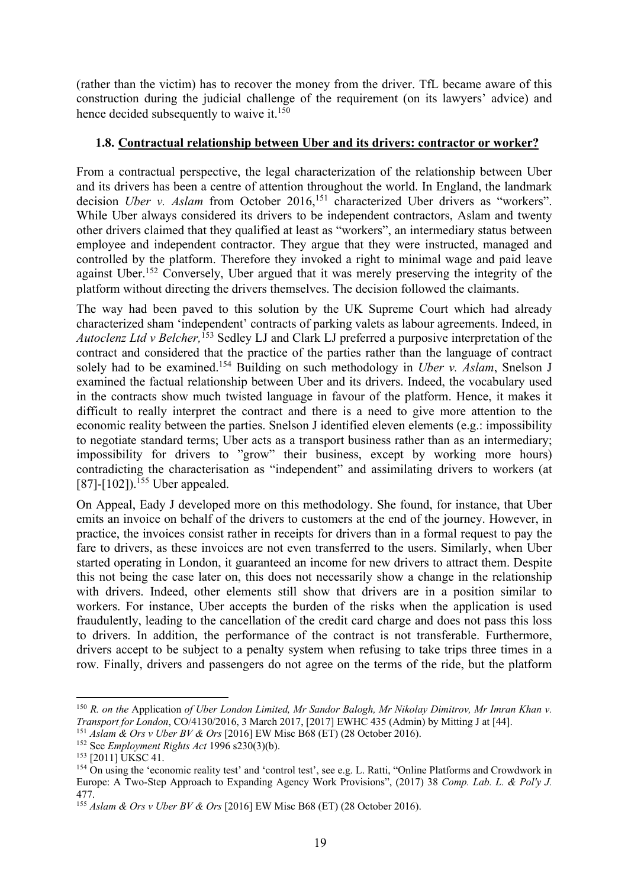(rather than the victim) has to recover the money from the driver. TfL became aware of this construction during the judicial challenge of the requirement (on its lawyers' advice) and hence decided subsequently to waive it.[150]

### 1.8. Contractual relationship between Uber and its drivers: contractor or worker?

From a contractual perspective, the legal characterization of the relationship between Uber and its drivers has been a centre of attention throughout the world. In England, the landmark decision *Uber v. Aslam* from October 2016,[151] characterized Uber drivers as "workers". While Uber always considered its drivers to be independent contractors, Aslam and twenty other drivers claimed that they qualified at least as "workers", an intermediary status between employee and independent contractor. They argue that they were instructed, managed and controlled by the platform. Therefore they invoked a right to minimal wage and paid leave against Uber.[152] Conversely, Uber argued that it was merely preserving the integrity of the platform without directing the drivers themselves. The decision followed the claimants.

The way had been paved to this solution by the UK Supreme Court which had already characterized sham 'independent' contracts of parking valets as labour agreements. Indeed, in *Autoclenz Ltd v Belcher,*[153] Sedley LJ and Clark LJ preferred a purposive interpretation of the contract and considered that the practice of the parties rather than the language of contract solely had to be examined.[154] Building on such methodology in *Uber v. Aslam*, Snelson J examined the factual relationship between Uber and its drivers. Indeed, the vocabulary used in the contracts show much twisted language in favour of the platform. Hence, it makes it difficult to really interpret the contract and there is a need to give more attention to the economic reality between the parties. Snelson J identified eleven elements (e.g.: impossibility to negotiate standard terms; Uber acts as a transport business rather than as an intermediary; impossibility for drivers to "grow" their business, except by working more hours) contradicting the characterisation as "independent" and assimilating drivers to workers (at [87]-[102]).[155] Uber appealed.

On Appeal, Eady J developed more on this methodology. She found, for instance, that Uber emits an invoice on behalf of the drivers to customers at the end of the journey. However, in practice, the invoices consist rather in receipts for drivers than in a formal request to pay the fare to drivers, as these invoices are not even transferred to the users. Similarly, when Uber started operating in London, it guaranteed an income for new drivers to attract them. Despite this not being the case later on, this does not necessarily show a change in the relationship with drivers. Indeed, other elements still show that drivers are in a position similar to workers. For instance, Uber accepts the burden of the risks when the application is used fraudulently, leading to the cancellation of the credit card charge and does not pass this loss to drivers. In addition, the performance of the contract is not transferable. Furthermore, drivers accept to be subject to a penalty system when refusing to take trips three times in a row. Finally, drivers and passengers do not agree on the terms of the ride, but the platform

---

[150] *R. on the* Application *of Uber London Limited, Mr Sandor Balogh, Mr Nikolay Dimitrov, Mr Imran Khan v. Transport for London*, CO/4130/2016, 3 March 2017, [2017] EWHC 435 (Admin) by Mitting J at [44].

[151] *Aslam & Ors v Uber BV & Ors* [2016] EW Misc B68 (ET) (28 October 2016).

[152] See *Employment Rights Act* 1996 s230(3)(b).

[153] [2011] UKSC 41.

[154] On using the 'economic reality test' and 'control test', see e.g. L. Ratti, "Online Platforms and Crowdwork in Europe: A Two-Step Approach to Expanding Agency Work Provisions", (2017) 38 *Comp. Lab. L. & Pol'y J.* 477.

[155] *Aslam & Ors v Uber BV & Ors* [2016] EW Misc B68 (ET) (28 October 2016).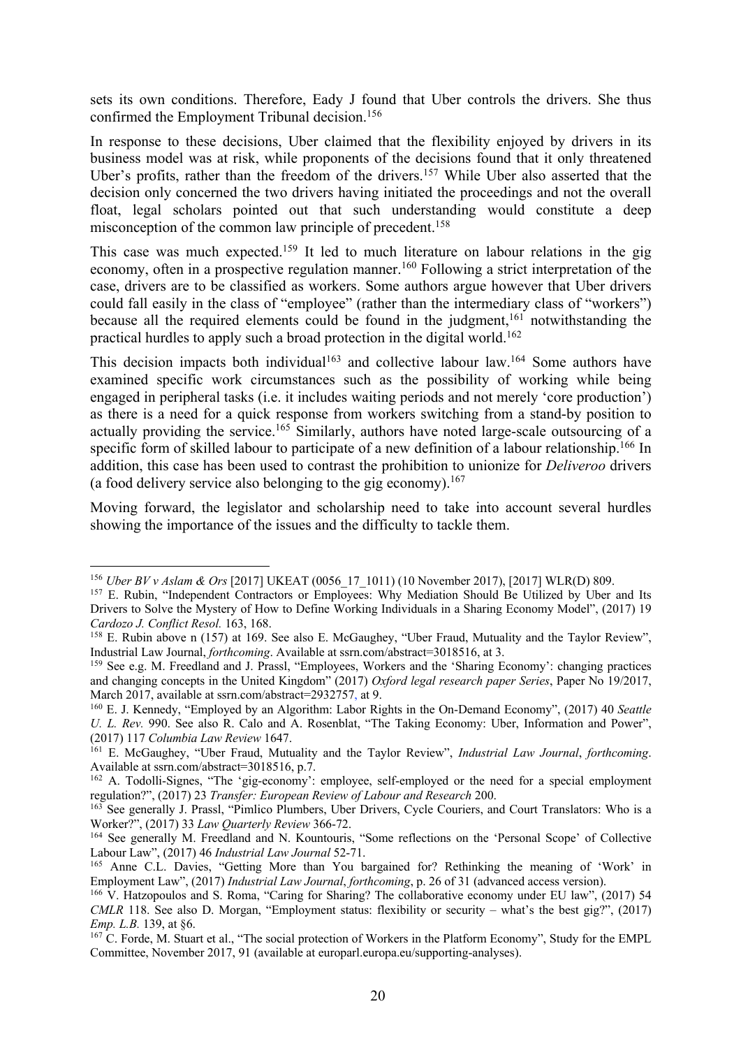sets its own conditions. Therefore, Eady J found that Uber controls the drivers. She thus confirmed the Employment Tribunal decision.[156]

In response to these decisions, Uber claimed that the flexibility enjoyed by drivers in its business model was at risk, while proponents of the decisions found that it only threatened Uber's profits, rather than the freedom of the drivers.[157] While Uber also asserted that the decision only concerned the two drivers having initiated the proceedings and not the overall float, legal scholars pointed out that such understanding would constitute a deep misconception of the common law principle of precedent.[158]

This case was much expected.[159] It led to much literature on labour relations in the gig economy, often in a prospective regulation manner.[160] Following a strict interpretation of the case, drivers are to be classified as workers. Some authors argue however that Uber drivers could fall easily in the class of "employee" (rather than the intermediary class of "workers") because all the required elements could be found in the judgment,[161] notwithstanding the practical hurdles to apply such a broad protection in the digital world.[162]

This decision impacts both individual[163] and collective labour law.[164] Some authors have examined specific work circumstances such as the possibility of working while being engaged in peripheral tasks (i.e. it includes waiting periods and not merely 'core production') as there is a need for a quick response from workers switching from a stand-by position to actually providing the service.[165] Similarly, authors have noted large-scale outsourcing of a specific form of skilled labour to participate of a new definition of a labour relationship.[166] In addition, this case has been used to contrast the prohibition to unionize for *Deliveroo* drivers (a food delivery service also belonging to the gig economy).[167]

Moving forward, the legislator and scholarship need to take into account several hurdles showing the importance of the issues and the difficulty to tackle them.

---

[156] *Uber BV v Aslam & Ors* [2017] UKEAT (0056_17_1011) (10 November 2017), [2017] WLR(D) 809.

[157] E. Rubin, "Independent Contractors or Employees: Why Mediation Should Be Utilized by Uber and Its Drivers to Solve the Mystery of How to Define Working Individuals in a Sharing Economy Model", (2017) 19 *Cardozo J. Conflict Resol.* 163, 168.

[158] E. Rubin above n (157) at 169. See also E. McGaughey, "Uber Fraud, Mutuality and the Taylor Review", Industrial Law Journal, *forthcoming*. Available at ssrn.com/abstract=3018516, at 3.

[159] See e.g. M. Freedland and J. Prassl, "Employees, Workers and the 'Sharing Economy': changing practices and changing concepts in the United Kingdom" (2017) *Oxford legal research paper Series*, Paper No 19/2017, March 2017, available at ssrn.com/abstract=2932757, at 9.

[160] E. J. Kennedy, "Employed by an Algorithm: Labor Rights in the On-Demand Economy", (2017) 40 *Seattle U. L. Rev.* 990. See also R. Calo and A. Rosenblat, "The Taking Economy: Uber, Information and Power", (2017) 117 *Columbia Law Review* 1647.

[161] E. McGaughey, "Uber Fraud, Mutuality and the Taylor Review", *Industrial Law Journal*, *forthcoming*. Available at ssrn.com/abstract=3018516, p.7.

[162] A. Todolli-Signes, "The 'gig-economy': employee, self-employed or the need for a special employment regulation?", (2017) 23 *Transfer: European Review of Labour and Research* 200.

[163] See generally J. Prassl, "Pimlico Plumbers, Uber Drivers, Cycle Couriers, and Court Translators: Who is a Worker?", (2017) 33 *Law Quarterly Review* 366-72.

[164] See generally M. Freedland and N. Kountouris, "Some reflections on the 'Personal Scope' of Collective Labour Law", (2017) 46 *Industrial Law Journal* 52-71.

[165] Anne C.L. Davies, "Getting More than You bargained for? Rethinking the meaning of 'Work' in Employment Law", (2017) *Industrial Law Journal*, *forthcoming*, p. 26 of 31 (advanced access version).

[166] V. Hatzopoulos and S. Roma, "Caring for Sharing? The collaborative economy under EU law", (2017) 54 *CMLR* 118. See also D. Morgan, "Employment status: flexibility or security – what's the best gig?", (2017) *Emp. L.B.* 139, at §6.

[167] C. Forde, M. Stuart et al., "The social protection of Workers in the Platform Economy", Study for the EMPL Committee, November 2017, 91 (available at europarl.europa.eu/supporting-analyses).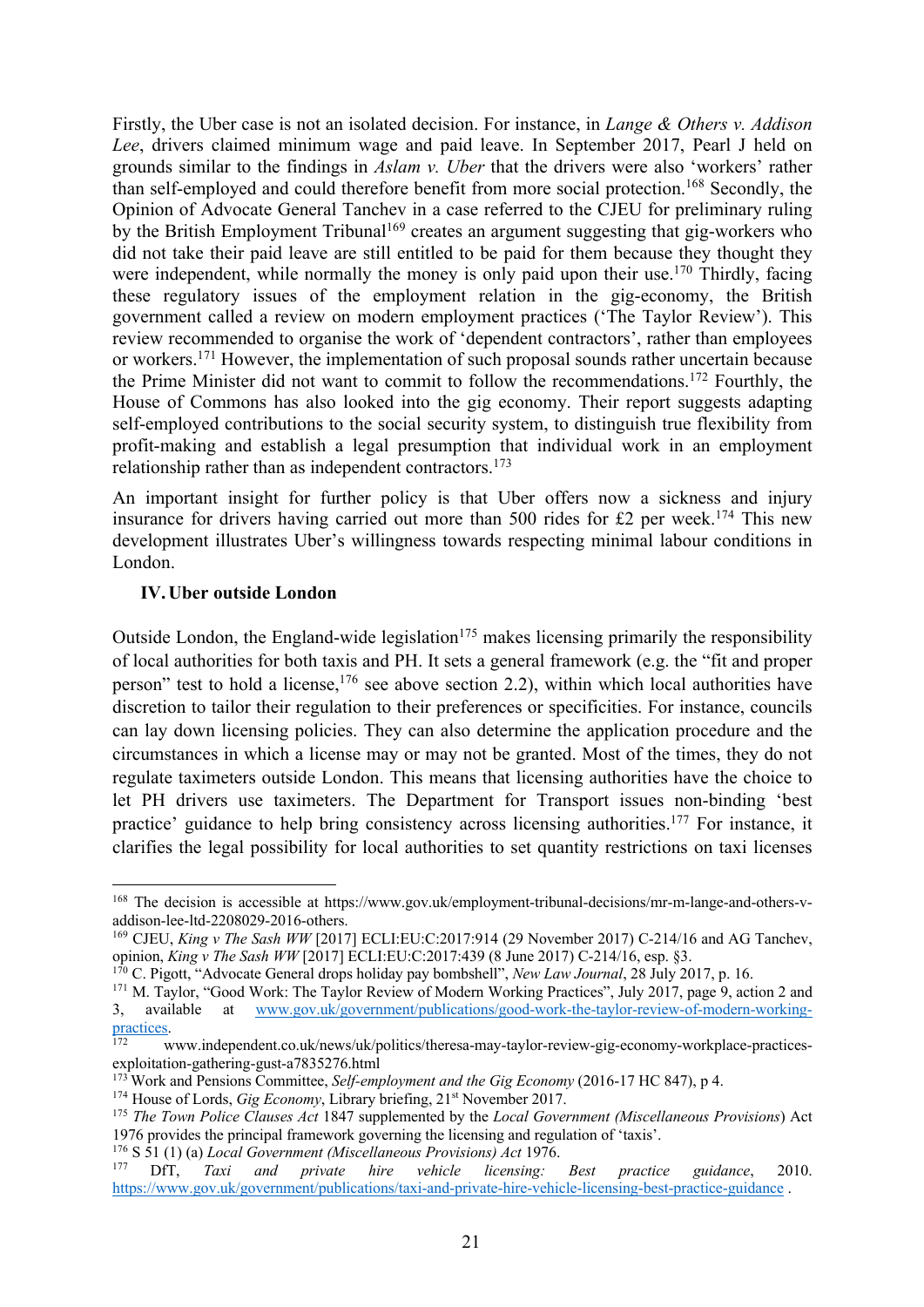Firstly, the Uber case is not an isolated decision. For instance, in *Lange & Others v. Addison Lee*, drivers claimed minimum wage and paid leave. In September 2017, Pearl J held on grounds similar to the findings in *Aslam v. Uber* that the drivers were also 'workers' rather than self-employed and could therefore benefit from more social protection.[168] Secondly, the Opinion of Advocate General Tanchev in a case referred to the CJEU for preliminary ruling by the British Employment Tribunal[169] creates an argument suggesting that gig-workers who did not take their paid leave are still entitled to be paid for them because they thought they were independent, while normally the money is only paid upon their use.[170] Thirdly, facing these regulatory issues of the employment relation in the gig-economy, the British government called a review on modern employment practices ('The Taylor Review'). This review recommended to organise the work of 'dependent contractors', rather than employees or workers.[171] However, the implementation of such proposal sounds rather uncertain because the Prime Minister did not want to commit to follow the recommendations.[172] Fourthly, the House of Commons has also looked into the gig economy. Their report suggests adapting self-employed contributions to the social security system, to distinguish true flexibility from profit-making and establish a legal presumption that individual work in an employment relationship rather than as independent contractors.[173]

An important insight for further policy is that Uber offers now a sickness and injury insurance for drivers having carried out more than 500 rides for £2 per week.[174] This new development illustrates Uber's willingness towards respecting minimal labour conditions in London.

## IV. Uber outside London

Outside London, the England-wide legislation[175] makes licensing primarily the responsibility of local authorities for both taxis and PH. It sets a general framework (e.g. the "fit and proper person" test to hold a license,[176] see above section 2.2), within which local authorities have discretion to tailor their regulation to their preferences or specificities. For instance, councils can lay down licensing policies. They can also determine the application procedure and the circumstances in which a license may or may not be granted. Most of the times, they do not regulate taximeters outside London. This means that licensing authorities have the choice to let PH drivers use taximeters. The Department for Transport issues non-binding 'best practice' guidance to help bring consistency across licensing authorities.[177] For instance, it clarifies the legal possibility for local authorities to set quantity restrictions on taxi licenses

---

[168] The decision is accessible at https://www.gov.uk/employment-tribunal-decisions/mr-m-lange-and-others-v-addison-lee-ltd-2208029-2016-others.

[169] CJEU, *King v The Sash WW* [2017] ECLI:EU:C:2017:914 (29 November 2017) C-214/16 and AG Tanchev, opinion, *King v The Sash WW* [2017] ECLI:EU:C:2017:439 (8 June 2017) C-214/16, esp. §3.

[170] C. Pigott, "Advocate General drops holiday pay bombshell", *New Law Journal*, 28 July 2017, p. 16.

[171] M. Taylor, "Good Work: The Taylor Review of Modern Working Practices", July 2017, page 9, action 2 and 3, available at www.gov.uk/government/publications/good-work-the-taylor-review-of-modern-working-practices.

[172] www.independent.co.uk/news/uk/politics/theresa-may-taylor-review-gig-economy-workplace-practices-exploitation-gathering-gust-a7835276.html

[173] Work and Pensions Committee, *Self-employment and the Gig Economy* (2016-17 HC 847), p 4.

[174] House of Lords, *Gig Economy*, Library briefing, 21st November 2017.

[175] *The Town Police Clauses Act* 1847 supplemented by the *Local Government (Miscellaneous Provisions*) Act 1976 provides the principal framework governing the licensing and regulation of 'taxis'.

[176] S 51 (1) (a) *Local Government (Miscellaneous Provisions) Act* 1976.

[177] DfT, *Taxi and private hire vehicle licensing: Best practice guidance*, 2010. https://www.gov.uk/government/publications/taxi-and-private-hire-vehicle-licensing-best-practice-guidance .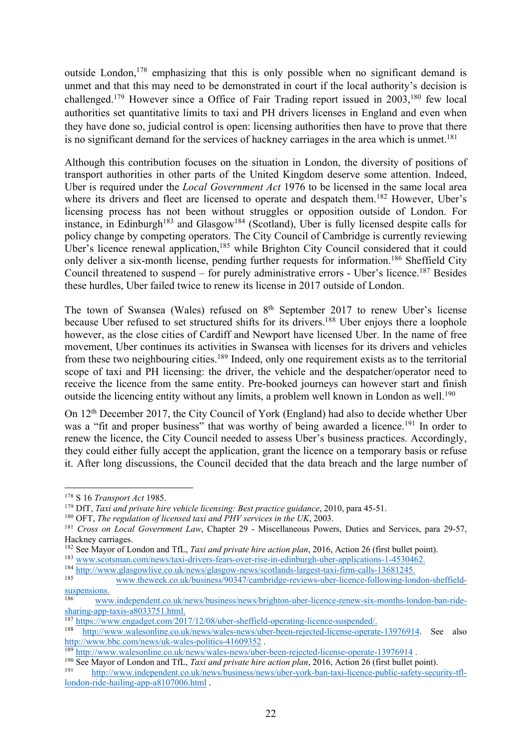outside London,[178] emphasizing that this is only possible when no significant demand is unmet and that this may need to be demonstrated in court if the local authority's decision is challenged.[179] However since a Office of Fair Trading report issued in 2003,[180] few local authorities set quantitative limits to taxi and PH drivers licenses in England and even when they have done so, judicial control is open: licensing authorities then have to prove that there is no significant demand for the services of hackney carriages in the area which is unmet.[181]

Although this contribution focuses on the situation in London, the diversity of positions of transport authorities in other parts of the United Kingdom deserve some attention. Indeed, Uber is required under the *Local Government Act* 1976 to be licensed in the same local area where its drivers and fleet are licensed to operate and despatch them.[182] However, Uber's licensing process has not been without struggles or opposition outside of London. For instance, in Edinburgh[183] and Glasgow[184] (Scotland), Uber is fully licensed despite calls for policy change by competing operators. The City Council of Cambridge is currently reviewing Uber's licence renewal application,[185] while Brighton City Council considered that it could only deliver a six-month license, pending further requests for information.[186] Sheffield City Council threatened to suspend – for purely administrative errors - Uber's licence.[187] Besides these hurdles, Uber failed twice to renew its license in 2017 outside of London.

The town of Swansea (Wales) refused on 8th September 2017 to renew Uber's license because Uber refused to set structured shifts for its drivers.[188] Uber enjoys there a loophole however, as the close cities of Cardiff and Newport have licensed Uber. In the name of free movement, Uber continues its activities in Swansea with licenses for its drivers and vehicles from these two neighbouring cities.[189] Indeed, only one requirement exists as to the territorial scope of taxi and PH licensing: the driver, the vehicle and the despatcher/operator need to receive the licence from the same entity. Pre-booked journeys can however start and finish outside the licencing entity without any limits, a problem well known in London as well.[190]

On 12th December 2017, the City Council of York (England) had also to decide whether Uber was a "fit and proper business" that was worthy of being awarded a licence.[191] In order to renew the licence, the City Council needed to assess Uber's business practices. Accordingly, they could either fully accept the application, grant the licence on a temporary basis or refuse it. After long discussions, the Council decided that the data breach and the large number of

---

[178] S 16 *Transport Act* 1985.

[179] DfT, *Taxi and private hire vehicle licensing: Best practice guidance*, 2010, para 45-51.

[180] OFT, *The regulation of licensed taxi and PHV services in the UK*, 2003.

[181] *Cross on Local Government Law*, Chapter 29 - Miscellaneous Powers, Duties and Services, para 29-57, Hackney carriages.

[182] See Mayor of London and TfL, *Taxi and private hire action plan*, 2016, Action 26 (first bullet point).

[183] www.scotsman.com/news/taxi-drivers-fears-over-rise-in-edinburgh-uber-applications-1-4530462.

[184] http://www.glasgowlive.co.uk/news/glasgow-news/scotlands-largest-taxi-firm-calls-13681245.

[185] www.theweek.co.uk/business/90347/cambridge-reviews-uber-licence-following-london-sheffield-suspensions.

[186] www.independent.co.uk/news/business/news/brighton-uber-licence-renew-six-months-london-ban-ride-sharing-app-taxis-a8033751.html.

[187] https://www.engadget.com/2017/12/08/uber-sheffield-operating-licence-suspended/.

[188] http://www.walesonline.co.uk/news/wales-news/uber-been-rejected-license-operate-13976914. See also http://www.bbc.com/news/uk-wales-politics-41609352 .

[189] http://www.walesonline.co.uk/news/wales-news/uber-been-rejected-license-operate-13976914 .

[190] See Mayor of London and TfL, *Taxi and private hire action plan*, 2016, Action 26 (first bullet point).

[191] http://www.independent.co.uk/news/business/news/uber-york-ban-taxi-licence-public-safety-security-tfl-london-ride-hailing-app-a8107006.html .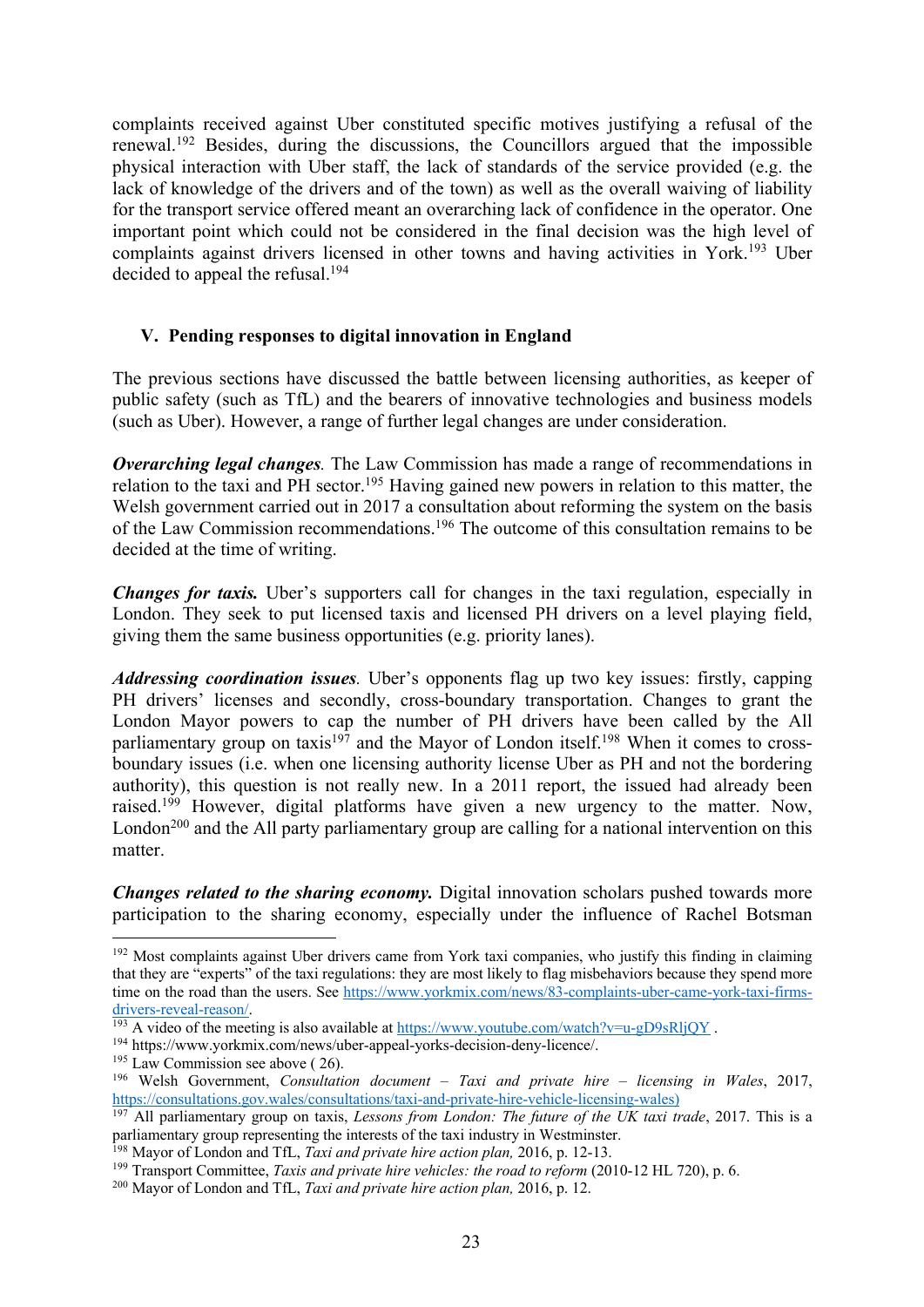complaints received against Uber constituted specific motives justifying a refusal of the renewal.[192] Besides, during the discussions, the Councillors argued that the impossible physical interaction with Uber staff, the lack of standards of the service provided (e.g. the lack of knowledge of the drivers and of the town) as well as the overall waiving of liability for the transport service offered meant an overarching lack of confidence in the operator. One important point which could not be considered in the final decision was the high level of complaints against drivers licensed in other towns and having activities in York.[193] Uber decided to appeal the refusal.[194]

## V. Pending responses to digital innovation in England

The previous sections have discussed the battle between licensing authorities, as keeper of public safety (such as TfL) and the bearers of innovative technologies and business models (such as Uber). However, a range of further legal changes are under consideration.

***Overarching legal changes.*** The Law Commission has made a range of recommendations in relation to the taxi and PH sector.[195] Having gained new powers in relation to this matter, the Welsh government carried out in 2017 a consultation about reforming the system on the basis of the Law Commission recommendations.[196] The outcome of this consultation remains to be decided at the time of writing.

***Changes for taxis.*** Uber's supporters call for changes in the taxi regulation, especially in London. They seek to put licensed taxis and licensed PH drivers on a level playing field, giving them the same business opportunities (e.g. priority lanes).

***Addressing coordination issues.*** Uber's opponents flag up two key issues: firstly, capping PH drivers' licenses and secondly, cross-boundary transportation. Changes to grant the London Mayor powers to cap the number of PH drivers have been called by the All parliamentary group on taxis[197] and the Mayor of London itself.[198] When it comes to cross-boundary issues (i.e. when one licensing authority license Uber as PH and not the bordering authority), this question is not really new. In a 2011 report, the issued had already been raised.[199] However, digital platforms have given a new urgency to the matter. Now, London[200] and the All party parliamentary group are calling for a national intervention on this matter.

***Changes related to the sharing economy.*** Digital innovation scholars pushed towards more participation to the sharing economy, especially under the influence of Rachel Botsman

---

[192] Most complaints against Uber drivers came from York taxi companies, who justify this finding in claiming that they are "experts" of the taxi regulations: they are most likely to flag misbehaviors because they spend more time on the road than the users. See https://www.yorkmix.com/news/83-complaints-uber-came-york-taxi-firms-drivers-reveal-reason/.

[193] A video of the meeting is also available at https://www.youtube.com/watch?v=u-gD9sRljQY .

[194] https://www.yorkmix.com/news/uber-appeal-yorks-decision-deny-licence/.

[195] Law Commission see above ( 26).

[196] Welsh Government, *Consultation document – Taxi and private hire – licensing in Wales*, 2017, https://consultations.gov.wales/consultations/taxi-and-private-hire-vehicle-licensing-wales)

[197] All parliamentary group on taxis, *Lessons from London: The future of the UK taxi trade*, 2017. This is a parliamentary group representing the interests of the taxi industry in Westminster.

[198] Mayor of London and TfL, *Taxi and private hire action plan,* 2016, p. 12-13.

[199] Transport Committee, *Taxis and private hire vehicles: the road to reform* (2010-12 HL 720), p. 6.

[200] Mayor of London and TfL, *Taxi and private hire action plan,* 2016, p. 12.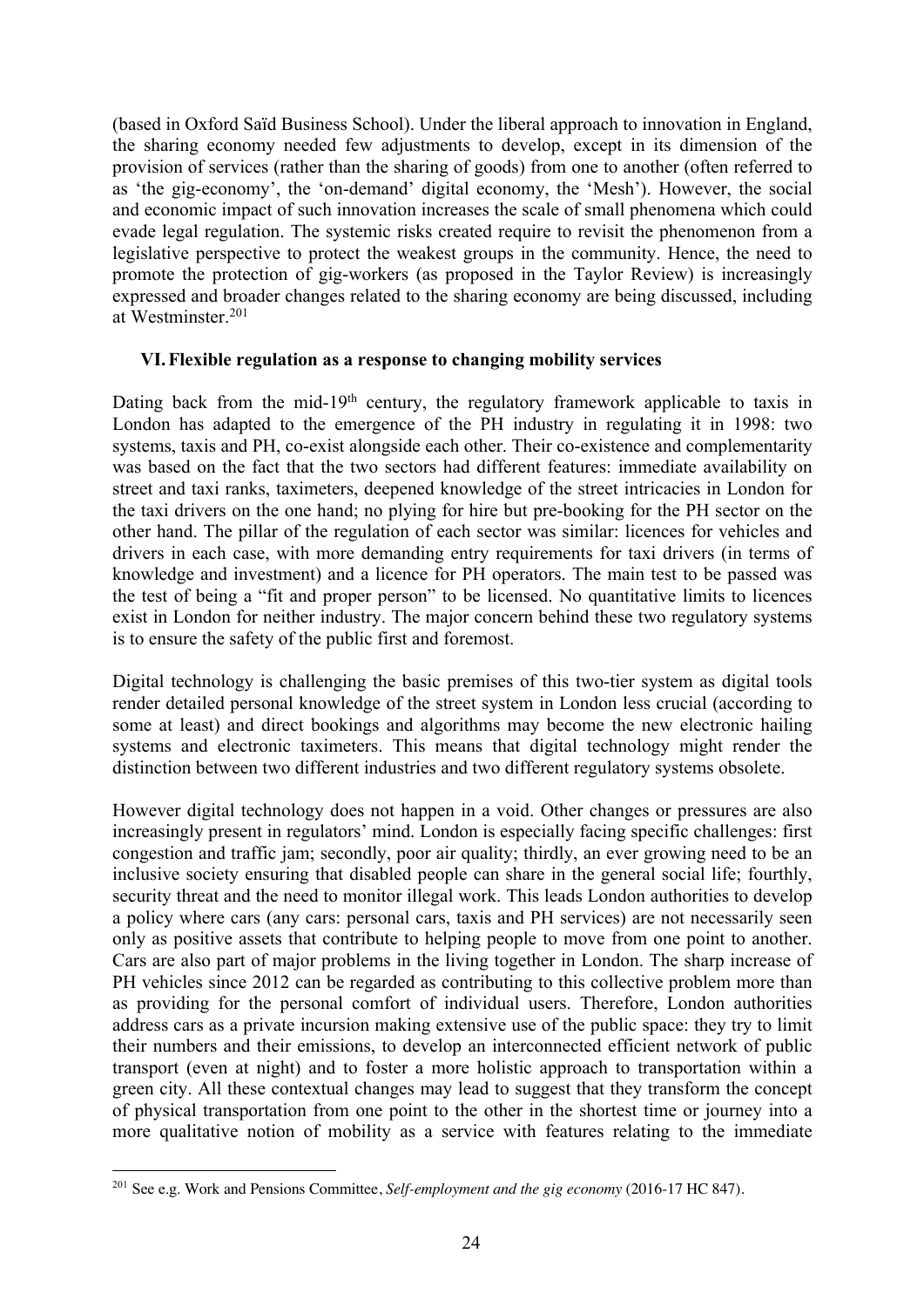(based in Oxford Saïd Business School). Under the liberal approach to innovation in England, the sharing economy needed few adjustments to develop, except in its dimension of the provision of services (rather than the sharing of goods) from one to another (often referred to as 'the gig-economy', the 'on-demand' digital economy, the 'Mesh'). However, the social and economic impact of such innovation increases the scale of small phenomena which could evade legal regulation. The systemic risks created require to revisit the phenomenon from a legislative perspective to protect the weakest groups in the community. Hence, the need to promote the protection of gig-workers (as proposed in the Taylor Review) is increasingly expressed and broader changes related to the sharing economy are being discussed, including at Westminster.[201]

## VI. Flexible regulation as a response to changing mobility services

Dating back from the mid-19th century, the regulatory framework applicable to taxis in London has adapted to the emergence of the PH industry in regulating it in 1998: two systems, taxis and PH, co-exist alongside each other. Their co-existence and complementarity was based on the fact that the two sectors had different features: immediate availability on street and taxi ranks, taximeters, deepened knowledge of the street intricacies in London for the taxi drivers on the one hand; no plying for hire but pre-booking for the PH sector on the other hand. The pillar of the regulation of each sector was similar: licences for vehicles and drivers in each case, with more demanding entry requirements for taxi drivers (in terms of knowledge and investment) and a licence for PH operators. The main test to be passed was the test of being a "fit and proper person" to be licensed. No quantitative limits to licences exist in London for neither industry. The major concern behind these two regulatory systems is to ensure the safety of the public first and foremost.

Digital technology is challenging the basic premises of this two-tier system as digital tools render detailed personal knowledge of the street system in London less crucial (according to some at least) and direct bookings and algorithms may become the new electronic hailing systems and electronic taximeters. This means that digital technology might render the distinction between two different industries and two different regulatory systems obsolete.

However digital technology does not happen in a void. Other changes or pressures are also increasingly present in regulators' mind. London is especially facing specific challenges: first congestion and traffic jam; secondly, poor air quality; thirdly, an ever growing need to be an inclusive society ensuring that disabled people can share in the general social life; fourthly, security threat and the need to monitor illegal work. This leads London authorities to develop a policy where cars (any cars: personal cars, taxis and PH services) are not necessarily seen only as positive assets that contribute to helping people to move from one point to another. Cars are also part of major problems in the living together in London. The sharp increase of PH vehicles since 2012 can be regarded as contributing to this collective problem more than as providing for the personal comfort of individual users. Therefore, London authorities address cars as a private incursion making extensive use of the public space: they try to limit their numbers and their emissions, to develop an interconnected efficient network of public transport (even at night) and to foster a more holistic approach to transportation within a green city. All these contextual changes may lead to suggest that they transform the concept of physical transportation from one point to the other in the shortest time or journey into a more qualitative notion of mobility as a service with features relating to the immediate

---

[201] See e.g. Work and Pensions Committee, *Self-employment and the gig economy* (2016-17 HC 847).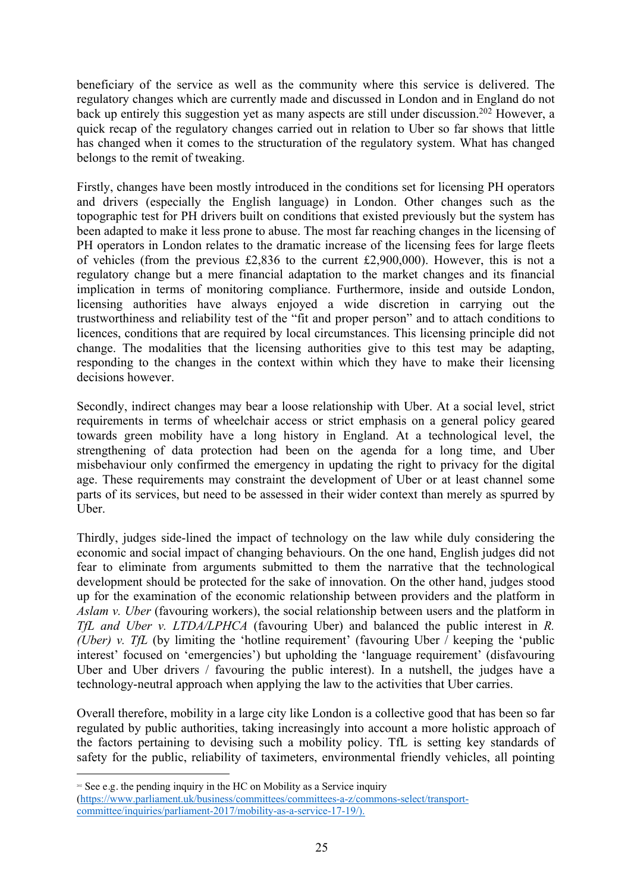beneficiary of the service as well as the community where this service is delivered. The regulatory changes which are currently made and discussed in London and in England do not back up entirely this suggestion yet as many aspects are still under discussion.[202] However, a quick recap of the regulatory changes carried out in relation to Uber so far shows that little has changed when it comes to the structuration of the regulatory system. What has changed belongs to the remit of tweaking.

Firstly, changes have been mostly introduced in the conditions set for licensing PH operators and drivers (especially the English language) in London. Other changes such as the topographic test for PH drivers built on conditions that existed previously but the system has been adapted to make it less prone to abuse. The most far reaching changes in the licensing of PH operators in London relates to the dramatic increase of the licensing fees for large fleets of vehicles (from the previous £2,836 to the current £2,900,000). However, this is not a regulatory change but a mere financial adaptation to the market changes and its financial implication in terms of monitoring compliance. Furthermore, inside and outside London, licensing authorities have always enjoyed a wide discretion in carrying out the trustworthiness and reliability test of the "fit and proper person" and to attach conditions to licences, conditions that are required by local circumstances. This licensing principle did not change. The modalities that the licensing authorities give to this test may be adapting, responding to the changes in the context within which they have to make their licensing decisions however.

Secondly, indirect changes may bear a loose relationship with Uber. At a social level, strict requirements in terms of wheelchair access or strict emphasis on a general policy geared towards green mobility have a long history in England. At a technological level, the strengthening of data protection had been on the agenda for a long time, and Uber misbehaviour only confirmed the emergency in updating the right to privacy for the digital age. These requirements may constraint the development of Uber or at least channel some parts of its services, but need to be assessed in their wider context than merely as spurred by Uber.

Thirdly, judges side-lined the impact of technology on the law while duly considering the economic and social impact of changing behaviours. On the one hand, English judges did not fear to eliminate from arguments submitted to them the narrative that the technological development should be protected for the sake of innovation. On the other hand, judges stood up for the examination of the economic relationship between providers and the platform in *Aslam v. Uber* (favouring workers), the social relationship between users and the platform in *TfL and Uber v. LTDA/LPHCA* (favouring Uber) and balanced the public interest in *R. (Uber) v. TfL* (by limiting the 'hotline requirement' (favouring Uber / keeping the 'public interest' focused on 'emergencies') but upholding the 'language requirement' (disfavouring Uber and Uber drivers / favouring the public interest). In a nutshell, the judges have a technology-neutral approach when applying the law to the activities that Uber carries.

Overall therefore, mobility in a large city like London is a collective good that has been so far regulated by public authorities, taking increasingly into account a more holistic approach of the factors pertaining to devising such a mobility policy. TfL is setting key standards of safety for the public, reliability of taximeters, environmental friendly vehicles, all pointing

---

[202] See e.g. the pending inquiry in the HC on Mobility as a Service inquiry (https://www.parliament.uk/business/committees/committees-a-z/commons-select/transport-committee/inquiries/parliament-2017/mobility-as-a-service-17-19/).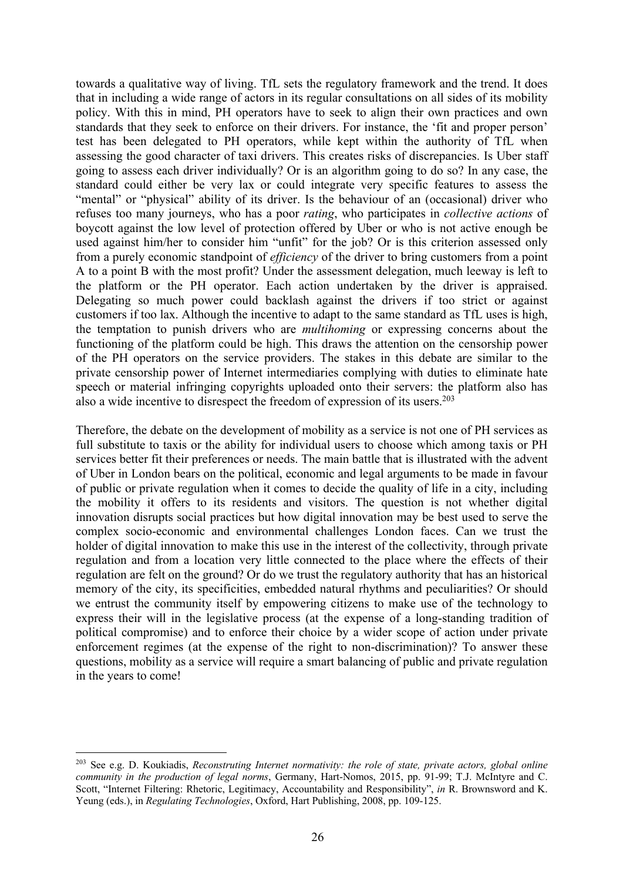towards a qualitative way of living. TfL sets the regulatory framework and the trend. It does that in including a wide range of actors in its regular consultations on all sides of its mobility policy. With this in mind, PH operators have to seek to align their own practices and own standards that they seek to enforce on their drivers. For instance, the 'fit and proper person' test has been delegated to PH operators, while kept within the authority of TfL when assessing the good character of taxi drivers. This creates risks of discrepancies. Is Uber staff going to assess each driver individually? Or is an algorithm going to do so? In any case, the standard could either be very lax or could integrate very specific features to assess the "mental" or "physical" ability of its driver. Is the behaviour of an (occasional) driver who refuses too many journeys, who has a poor *rating*, who participates in *collective actions* of boycott against the low level of protection offered by Uber or who is not active enough be used against him/her to consider him "unfit" for the job? Or is this criterion assessed only from a purely economic standpoint of *efficiency* of the driver to bring customers from a point A to a point B with the most profit? Under the assessment delegation, much leeway is left to the platform or the PH operator. Each action undertaken by the driver is appraised. Delegating so much power could backlash against the drivers if too strict or against customers if too lax. Although the incentive to adapt to the same standard as TfL uses is high, the temptation to punish drivers who are *multihoming* or expressing concerns about the functioning of the platform could be high. This draws the attention on the censorship power of the PH operators on the service providers. The stakes in this debate are similar to the private censorship power of Internet intermediaries complying with duties to eliminate hate speech or material infringing copyrights uploaded onto their servers: the platform also has also a wide incentive to disrespect the freedom of expression of its users.[203]

Therefore, the debate on the development of mobility as a service is not one of PH services as full substitute to taxis or the ability for individual users to choose which among taxis or PH services better fit their preferences or needs. The main battle that is illustrated with the advent of Uber in London bears on the political, economic and legal arguments to be made in favour of public or private regulation when it comes to decide the quality of life in a city, including the mobility it offers to its residents and visitors. The question is not whether digital innovation disrupts social practices but how digital innovation may be best used to serve the complex socio-economic and environmental challenges London faces. Can we trust the holder of digital innovation to make this use in the interest of the collectivity, through private regulation and from a location very little connected to the place where the effects of their regulation are felt on the ground? Or do we trust the regulatory authority that has an historical memory of the city, its specificities, embedded natural rhythms and peculiarities? Or should we entrust the community itself by empowering citizens to make use of the technology to express their will in the legislative process (at the expense of a long-standing tradition of political compromise) and to enforce their choice by a wider scope of action under private enforcement regimes (at the expense of the right to non-discrimination)? To answer these questions, mobility as a service will require a smart balancing of public and private regulation in the years to come!

---

[203] See e.g. D. Koukiadis, *Reconstruting Internet normativity: the role of state, private actors, global online community in the production of legal norms*, Germany, Hart-Nomos, 2015, pp. 91-99; T.J. McIntyre and C. Scott, "Internet Filtering: Rhetoric, Legitimacy, Accountability and Responsibility", *in* R. Brownsword and K. Yeung (eds.), in *Regulating Technologies*, Oxford, Hart Publishing, 2008, pp. 109-125.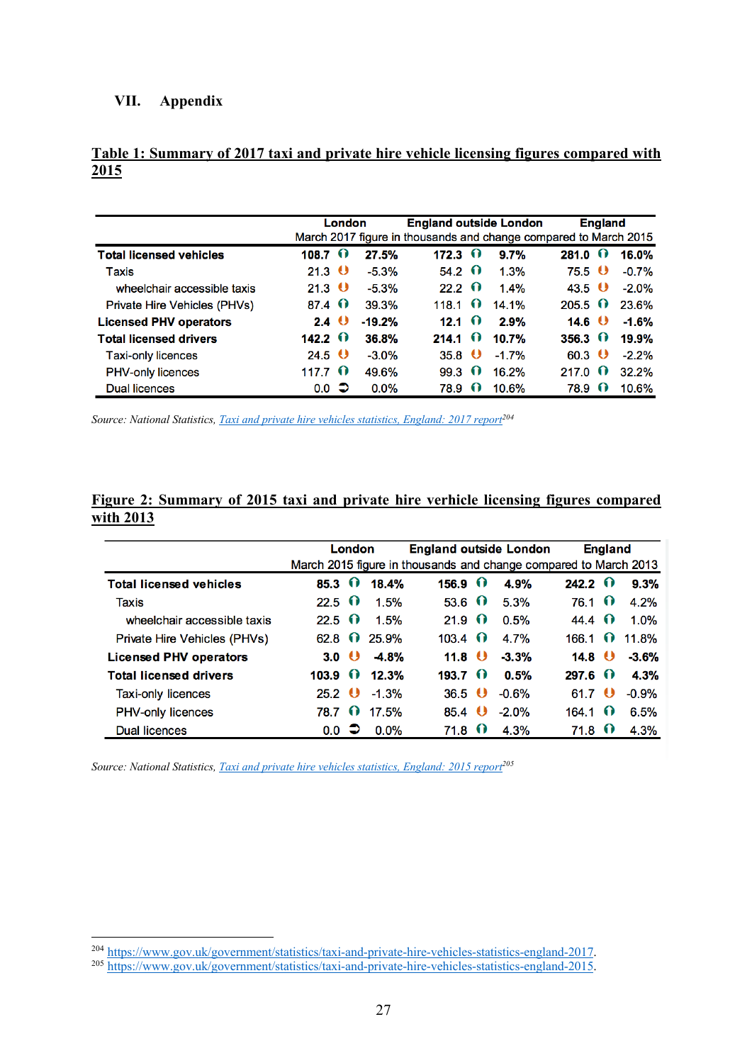## VII. Appendix

**Table 1: Summary of 2017 taxi and private hire vehicle licensing figures compared with 2015**

| | London | | England outside London | | England | |
|---|---|---|---|---|---|---|
| | March 2017 figure in thousands and change compared to March 2015 | | | | | |
| **Total licensed vehicles** | **108.7** | **27.5%** | **172.3** | **9.7%** | **281.0** | **16.0%** |
| Taxis | 21.3 | -5.3% | 54.2 | 1.3% | 75.5 | -0.7% |
| wheelchair accessible taxis | 21.3 | -5.3% | 22.2 | 1.4% | 43.5 | -2.0% |
| Private Hire Vehicles (PHVs) | 87.4 | 39.3% | 118.1 | 14.1% | 205.5 | 23.6% |
| **Licensed PHV operators** | **2.4** | **-19.2%** | **12.1** | **2.9%** | **14.6** | **-1.6%** |
| **Total licensed drivers** | **142.2** | **36.8%** | **214.1** | **10.7%** | **356.3** | **19.9%** |
| Taxi-only licences | 24.5 | -3.0% | 35.8 | -1.7% | 60.3 | -2.2% |
| PHV-only licences | 117.7 | 49.6% | 99.3 | 16.2% | 217.0 | 32.2% |
| Dual licences | 0.0 | 0.0% | 78.9 | 10.6% | 78.9 | 10.6% |

*Source: National Statistics, Taxi and private hire vehicles statistics, England: 2017 report*[204]

**Figure 2: Summary of 2015 taxi and private hire verhicle licensing figures compared with 2013**

| | London | | England outside London | | England | |
|---|---|---|---|---|---|---|
| | March 2015 figure in thousands and change compared to March 2013 | | | | | |
| **Total licensed vehicles** | **85.3** | **18.4%** | **156.9** | **4.9%** | **242.2** | **9.3%** |
| Taxis | 22.5 | 1.5% | 53.6 | 5.3% | 76.1 | 4.2% |
| wheelchair accessible taxis | 22.5 | 1.5% | 21.9 | 0.5% | 44.4 | 1.0% |
| Private Hire Vehicles (PHVs) | 62.8 | 25.9% | 103.4 | 4.7% | 166.1 | 11.8% |
| **Licensed PHV operators** | **3.0** | **-4.8%** | **11.8** | **-3.3%** | **14.8** | **-3.6%** |
| **Total licensed drivers** | **103.9** | **12.3%** | **193.7** | **0.5%** | **297.6** | **4.3%** |
| Taxi-only licences | 25.2 | -1.3% | 36.5 | -0.6% | 61.7 | -0.9% |
| PHV-only licences | 78.7 | 17.5% | 85.4 | -2.0% | 164.1 | 6.5% |
| Dual licences | 0.0 | 0.0% | 71.8 | 4.3% | 71.8 | 4.3% |

*Source: National Statistics, Taxi and private hire vehicles statistics, England: 2015 report*[205]

---

[204] https://www.gov.uk/government/statistics/taxi-and-private-hire-vehicles-statistics-england-2017.
[205] https://www.gov.uk/government/statistics/taxi-and-private-hire-vehicles-statistics-england-2015.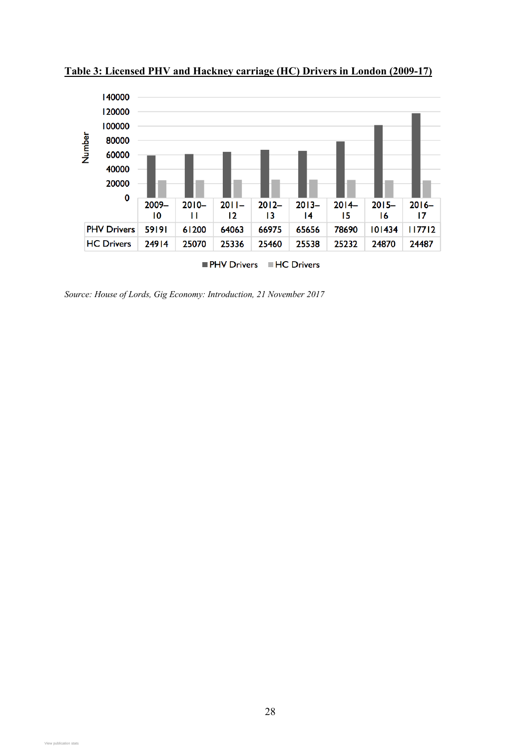**Table 3: Licensed PHV and Hackney carriage (HC) Drivers in London (2009-17)**

140000
120000
100000
80000
60000
40000
20000
0

Number

2009–10 | 2010–11 | 2011–12 | 2012–13 | 2013–14 | 2014–15 | 2015–16 | 2016–17

PHV Drivers: 59191 | 61200 | 64063 | 66975 | 65656 | 78690 | 101434 | 117712

HC Drivers: 24914 | 25070 | 25336 | 25460 | 25538 | 25232 | 24870 | 24487

PHV Drivers HC Drivers

*Source: House of Lords, Gig Economy: Introduction, 21 November 2017*